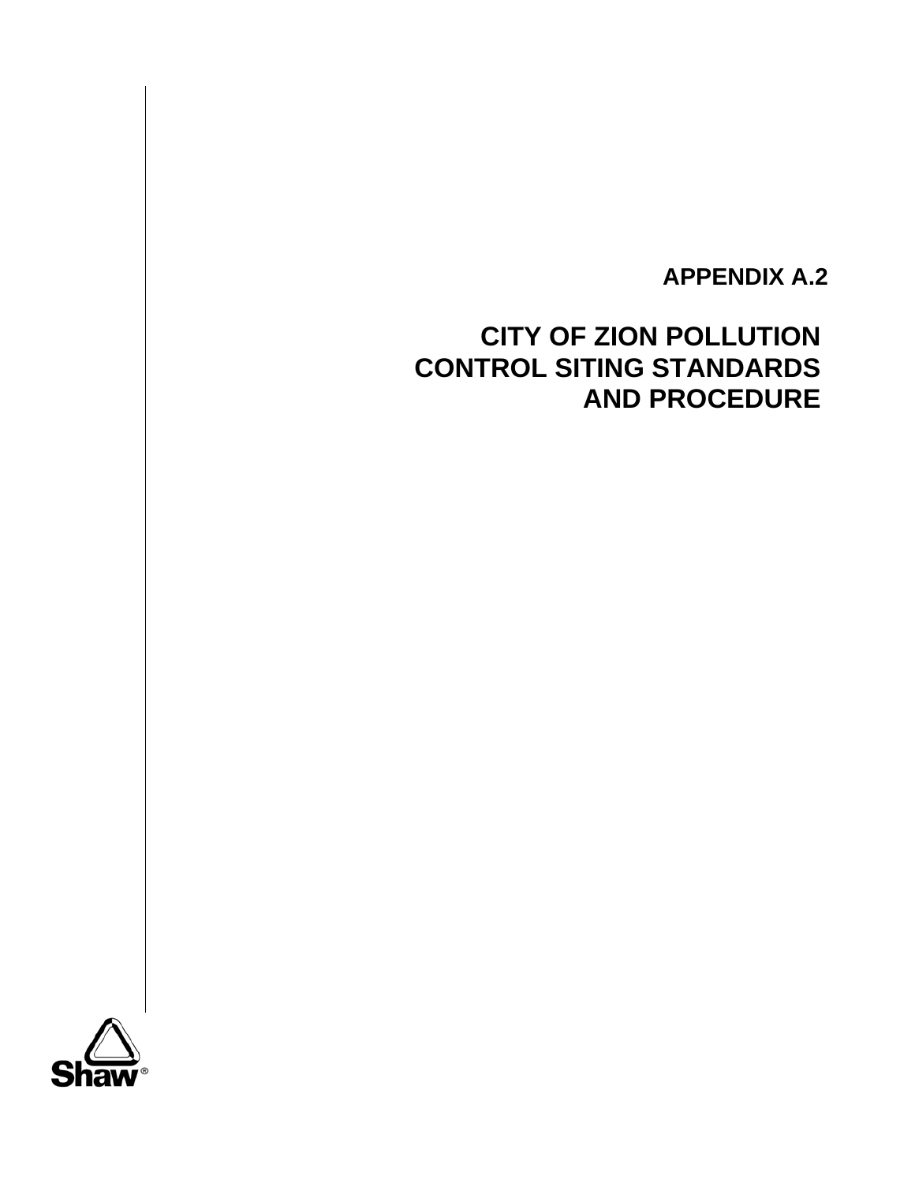# APPENDIX A.2

# CITY OF ZION POLLUTION CONTROL SITING STANDARDS AND PROCEDURE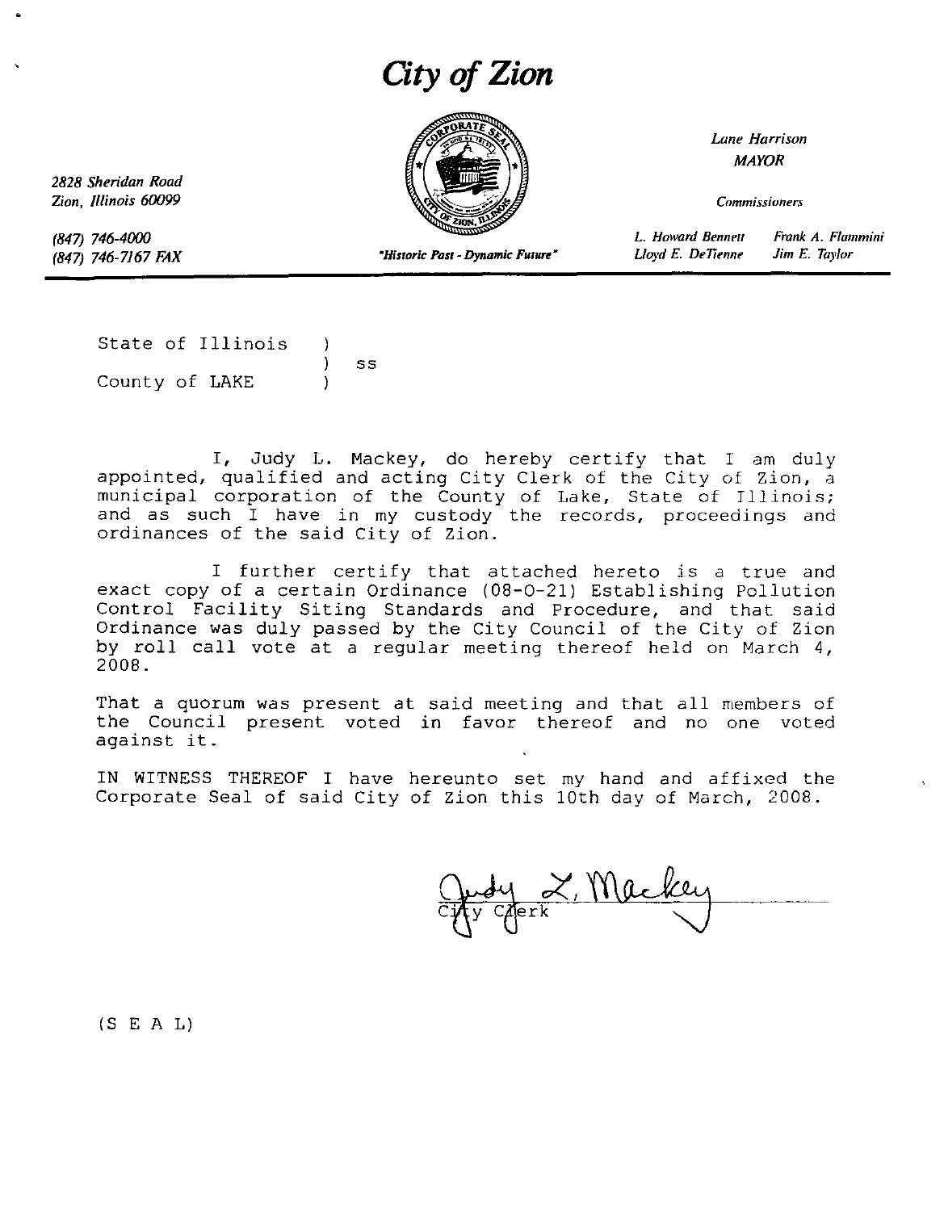# City of Zion

2828 Sheridan Road
Zion, Illinois 60099

(847) 746-4000
(847) 746-7167 FAX

*"Historic Past - Dynamic Future"*

*Lane Harrison*
*MAYOR*

*Commissioners*

*L. Howard Bennett* *Frank A. Flammini*
*Lloyd E. DeTienne* *Jim E. Taylor*

---

State of Illinois )
) ss
County of LAKE )

I, Judy L. Mackey, do hereby certify that I am duly appointed, qualified and acting City Clerk of the City of Zion, a municipal corporation of the County of Lake, State of Illinois; and as such I have in my custody the records, proceedings and ordinances of the said City of Zion.

I further certify that attached hereto is a true and exact copy of a certain Ordinance (08-O-21) Establishing Pollution Control Facility Siting Standards and Procedure, and that said Ordinance was duly passed by the City Council of the City of Zion by roll call vote at a regular meeting thereof held on March 4, 2008.

That a quorum was present at said meeting and that all members of the Council present voted in favor thereof and no one voted against it.

IN WITNESS THEREOF I have hereunto set my hand and affixed the Corporate Seal of said City of Zion this 10th day of March, 2008.

Judy L. Mackey
City Clerk

(S E A L)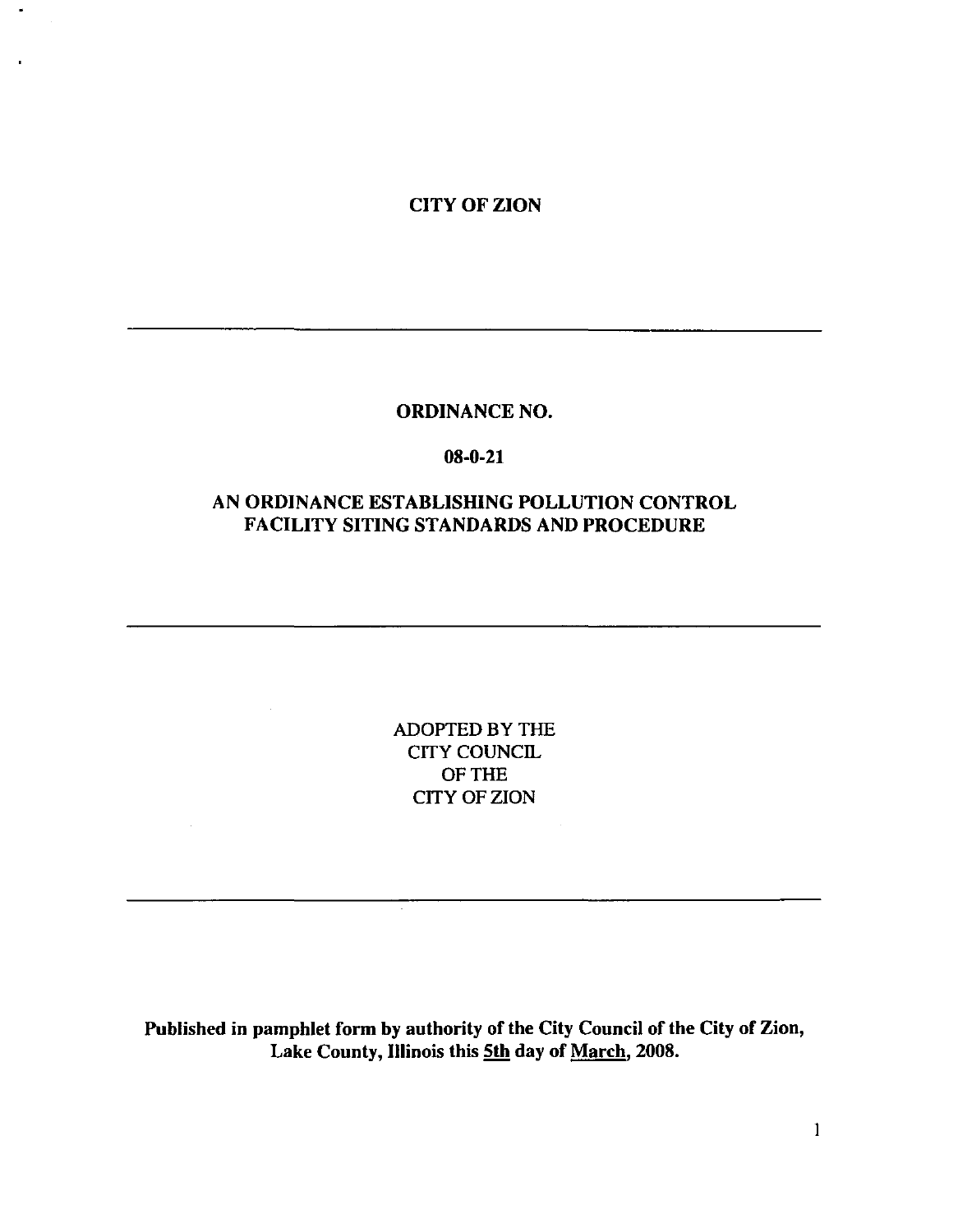**CITY OF ZION**

---

**ORDINANCE NO.**

**08-0-21**

**AN ORDINANCE ESTABLISHING POLLUTION CONTROL FACILITY SITING STANDARDS AND PROCEDURE**

---

ADOPTED BY THE
CITY COUNCIL
OF THE
CITY OF ZION

---

**Published in pamphlet form by authority of the City Council of the City of Zion, Lake County, Illinois this 5th day of March, 2008.**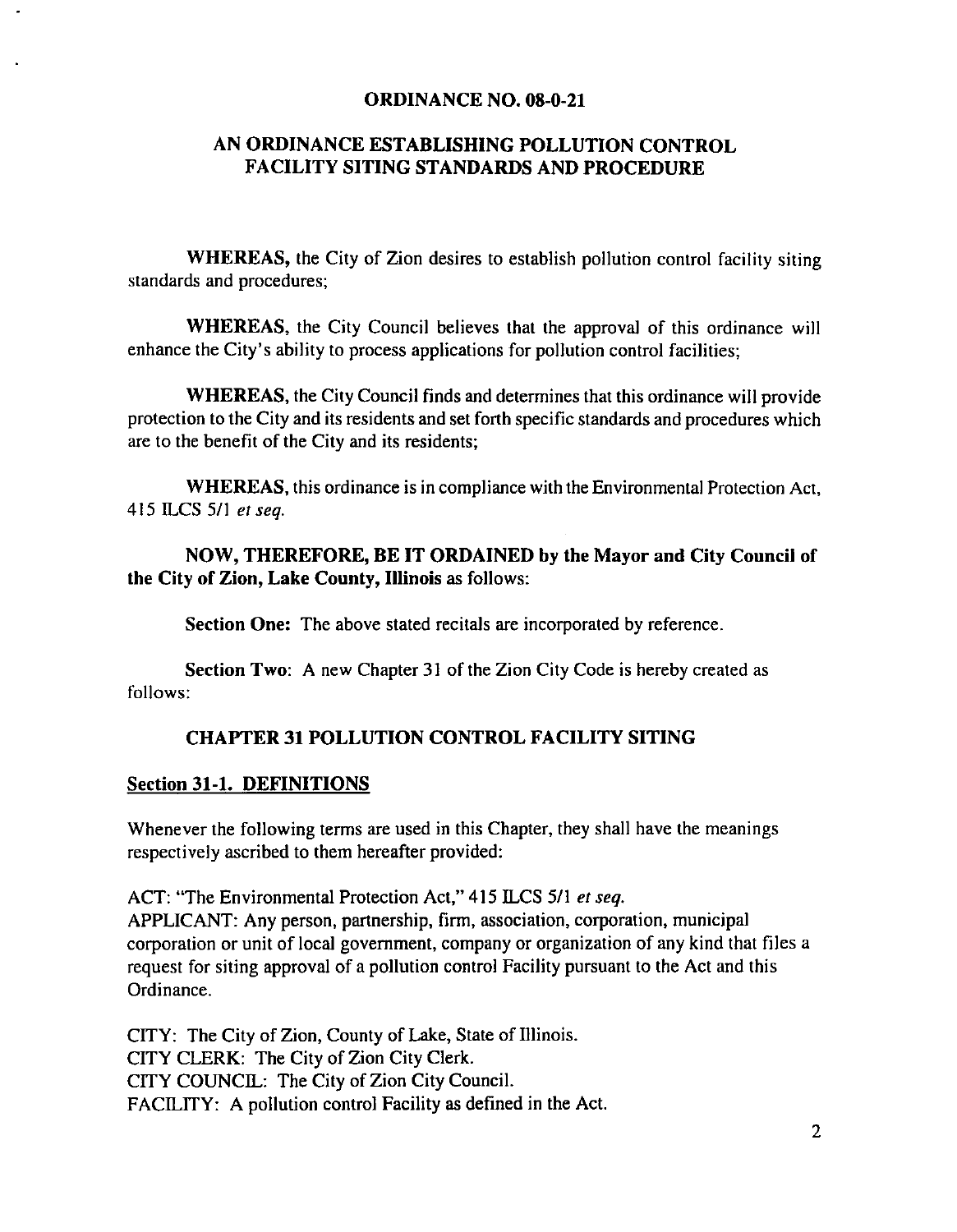**ORDINANCE NO. 08-0-21**

**AN ORDINANCE ESTABLISHING POLLUTION CONTROL FACILITY SITING STANDARDS AND PROCEDURE**

**WHEREAS,** the City of Zion desires to establish pollution control facility siting standards and procedures;

**WHEREAS,** the City Council believes that the approval of this ordinance will enhance the City's ability to process applications for pollution control facilities;

**WHEREAS,** the City Council finds and determines that this ordinance will provide protection to the City and its residents and set forth specific standards and procedures which are to the benefit of the City and its residents;

**WHEREAS,** this ordinance is in compliance with the Environmental Protection Act, 415 ILCS 5/1 *et seq.*

**NOW, THEREFORE, BE IT ORDAINED by the Mayor and City Council of the City of Zion, Lake County, Illinois** as follows:

**Section One:** The above stated recitals are incorporated by reference.

**Section Two**: A new Chapter 31 of the Zion City Code is hereby created as follows:

**CHAPTER 31 POLLUTION CONTROL FACILITY SITING**

**Section 31-1. DEFINITIONS**

Whenever the following terms are used in this Chapter, they shall have the meanings respectively ascribed to them hereafter provided:

ACT: "The Environmental Protection Act," 415 ILCS 5/1 *et seq.*
APPLICANT: Any person, partnership, firm, association, corporation, municipal corporation or unit of local government, company or organization of any kind that files a request for siting approval of a pollution control Facility pursuant to the Act and this Ordinance.

CITY: The City of Zion, County of Lake, State of Illinois.
CITY CLERK: The City of Zion City Clerk.
CITY COUNCIL: The City of Zion City Council.
FACILITY: A pollution control Facility as defined in the Act.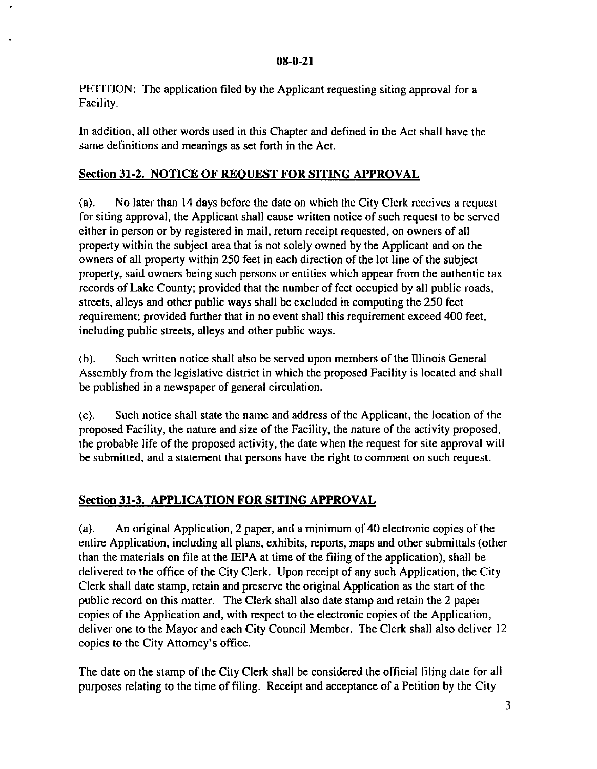PETITION: The application filed by the Applicant requesting siting approval for a Facility.

In addition, all other words used in this Chapter and defined in the Act shall have the same definitions and meanings as set forth in the Act.

## Section 31-2. NOTICE OF REQUEST FOR SITING APPROVAL

(a). No later than 14 days before the date on which the City Clerk receives a request for siting approval, the Applicant shall cause written notice of such request to be served either in person or by registered in mail, return receipt requested, on owners of all property within the subject area that is not solely owned by the Applicant and on the owners of all property within 250 feet in each direction of the lot line of the subject property, said owners being such persons or entities which appear from the authentic tax records of Lake County; provided that the number of feet occupied by all public roads, streets, alleys and other public ways shall be excluded in computing the 250 feet requirement; provided further that in no event shall this requirement exceed 400 feet, including public streets, alleys and other public ways.

(b). Such written notice shall also be served upon members of the Illinois General Assembly from the legislative district in which the proposed Facility is located and shall be published in a newspaper of general circulation.

(c). Such notice shall state the name and address of the Applicant, the location of the proposed Facility, the nature and size of the Facility, the nature of the activity proposed, the probable life of the proposed activity, the date when the request for site approval will be submitted, and a statement that persons have the right to comment on such request.

## Section 31-3. APPLICATION FOR SITING APPROVAL

(a). An original Application, 2 paper, and a minimum of 40 electronic copies of the entire Application, including all plans, exhibits, reports, maps and other submittals (other than the materials on file at the IEPA at time of the filing of the application), shall be delivered to the office of the City Clerk. Upon receipt of any such Application, the City Clerk shall date stamp, retain and preserve the original Application as the start of the public record on this matter. The Clerk shall also date stamp and retain the 2 paper copies of the Application and, with respect to the electronic copies of the Application, deliver one to the Mayor and each City Council Member. The Clerk shall also deliver 12 copies to the City Attorney's office.

The date on the stamp of the City Clerk shall be considered the official filing date for all purposes relating to the time of filing. Receipt and acceptance of a Petition by the City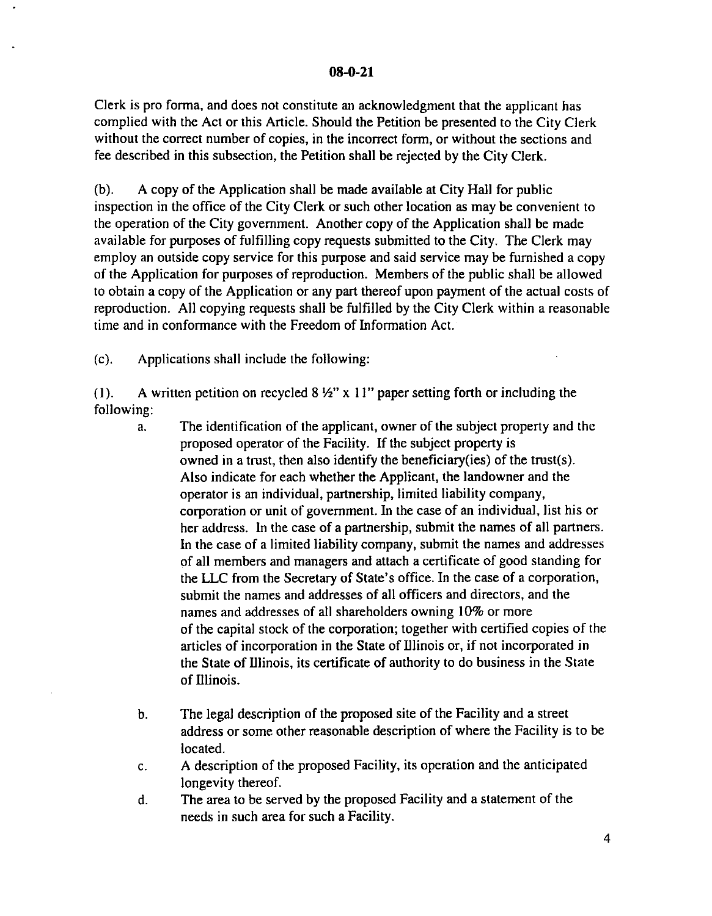Clerk is pro forma, and does not constitute an acknowledgment that the applicant has complied with the Act or this Article. Should the Petition be presented to the City Clerk without the correct number of copies, in the incorrect form, or without the sections and fee described in this subsection, the Petition shall be rejected by the City Clerk.

(b). A copy of the Application shall be made available at City Hall for public inspection in the office of the City Clerk or such other location as may be convenient to the operation of the City government. Another copy of the Application shall be made available for purposes of fulfilling copy requests submitted to the City. The Clerk may employ an outside copy service for this purpose and said service may be furnished a copy of the Application for purposes of reproduction. Members of the public shall be allowed to obtain a copy of the Application or any part thereof upon payment of the actual costs of reproduction. All copying requests shall be fulfilled by the City Clerk within a reasonable time and in conformance with the Freedom of Information Act.

(c). Applications shall include the following:

(1). A written petition on recycled 8 ½" x 11" paper setting forth or including the following:

a. The identification of the applicant, owner of the subject property and the proposed operator of the Facility. If the subject property is owned in a trust, then also identify the beneficiary(ies) of the trust(s). Also indicate for each whether the Applicant, the landowner and the operator is an individual, partnership, limited liability company, corporation or unit of government. In the case of an individual, list his or her address. In the case of a partnership, submit the names of all partners. In the case of a limited liability company, submit the names and addresses of all members and managers and attach a certificate of good standing for the LLC from the Secretary of State's office. In the case of a corporation, submit the names and addresses of all officers and directors, and the names and addresses of all shareholders owning 10% or more of the capital stock of the corporation; together with certified copies of the articles of incorporation in the State of Illinois or, if not incorporated in the State of Illinois, its certificate of authority to do business in the State of Illinois.

b. The legal description of the proposed site of the Facility and a street address or some other reasonable description of where the Facility is to be located.

c. A description of the proposed Facility, its operation and the anticipated longevity thereof.

d. The area to be served by the proposed Facility and a statement of the needs in such area for such a Facility.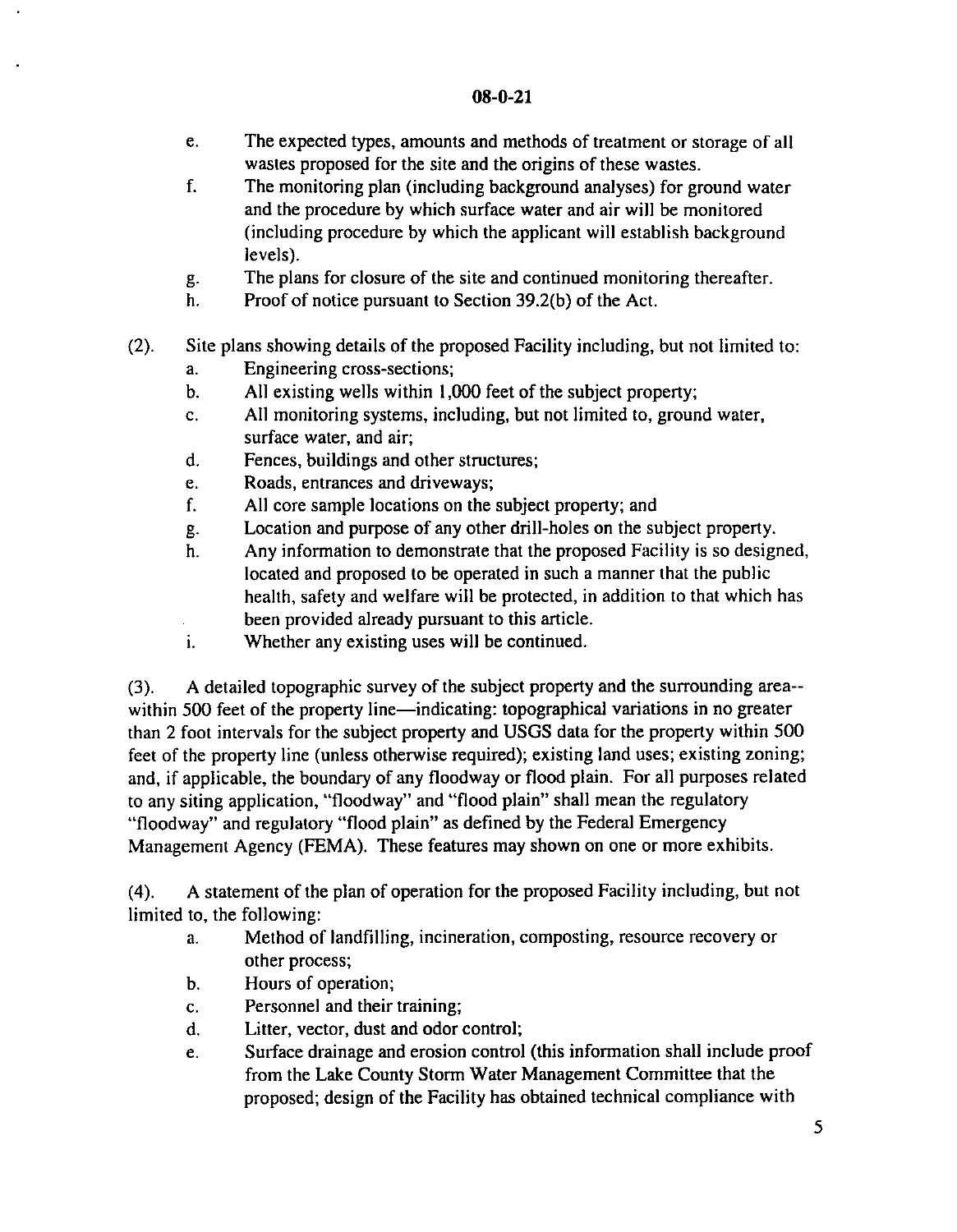e. The expected types, amounts and methods of treatment or storage of all wastes proposed for the site and the origins of these wastes.

f. The monitoring plan (including background analyses) for ground water and the procedure by which surface water and air will be monitored (including procedure by which the applicant will establish background levels).

g. The plans for closure of the site and continued monitoring thereafter.

h. Proof of notice pursuant to Section 39.2(b) of the Act.

(2). Site plans showing details of the proposed Facility including, but not limited to:

a. Engineering cross-sections;

b. All existing wells within 1,000 feet of the subject property;

c. All monitoring systems, including, but not limited to, ground water, surface water, and air;

d. Fences, buildings and other structures;

e. Roads, entrances and driveways;

f. All core sample locations on the subject property; and

g. Location and purpose of any other drill-holes on the subject property.

h. Any information to demonstrate that the proposed Facility is so designed, located and proposed to be operated in such a manner that the public health, safety and welfare will be protected, in addition to that which has been provided already pursuant to this article.

i. Whether any existing uses will be continued.

(3). A detailed topographic survey of the subject property and the surrounding area--within 500 feet of the property line—indicating: topographical variations in no greater than 2 foot intervals for the subject property and USGS data for the property within 500 feet of the property line (unless otherwise required); existing land uses; existing zoning; and, if applicable, the boundary of any floodway or flood plain. For all purposes related to any siting application, "floodway" and "flood plain" shall mean the regulatory "floodway" and regulatory "flood plain" as defined by the Federal Emergency Management Agency (FEMA). These features may shown on one or more exhibits.

(4). A statement of the plan of operation for the proposed Facility including, but not limited to, the following:

a. Method of landfilling, incineration, composting, resource recovery or other process;

b. Hours of operation;

c. Personnel and their training;

d. Litter, vector, dust and odor control;

e. Surface drainage and erosion control (this information shall include proof from the Lake County Storm Water Management Committee that the proposed; design of the Facility has obtained technical compliance with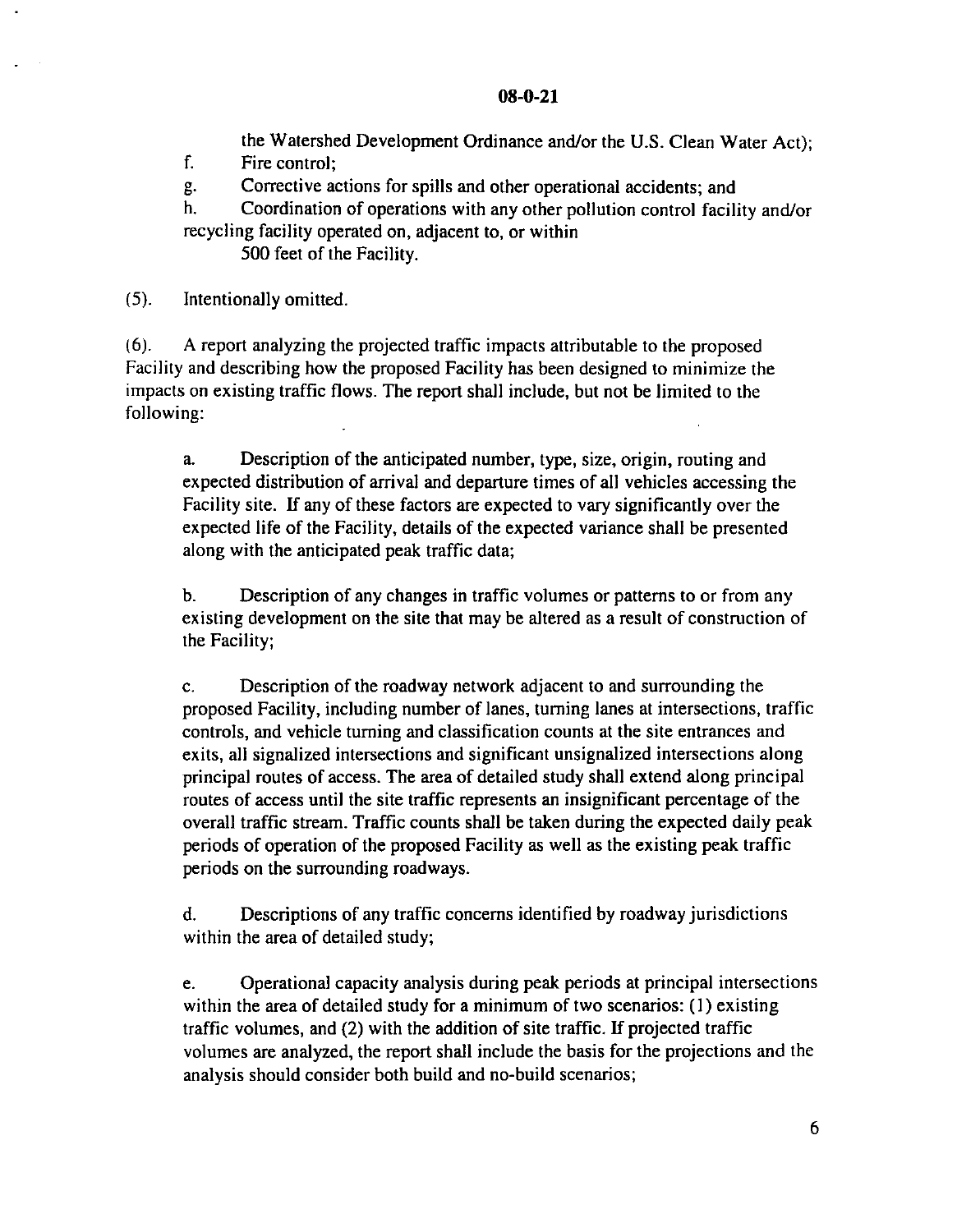the Watershed Development Ordinance and/or the U.S. Clean Water Act);

f. Fire control;

g. Corrective actions for spills and other operational accidents; and

h. Coordination of operations with any other pollution control facility and/or recycling facility operated on, adjacent to, or within 500 feet of the Facility.

(5). Intentionally omitted.

(6). A report analyzing the projected traffic impacts attributable to the proposed Facility and describing how the proposed Facility has been designed to minimize the impacts on existing traffic flows. The report shall include, but not be limited to the following:

a. Description of the anticipated number, type, size, origin, routing and expected distribution of arrival and departure times of all vehicles accessing the Facility site. If any of these factors are expected to vary significantly over the expected life of the Facility, details of the expected variance shall be presented along with the anticipated peak traffic data;

b. Description of any changes in traffic volumes or patterns to or from any existing development on the site that may be altered as a result of construction of the Facility;

c. Description of the roadway network adjacent to and surrounding the proposed Facility, including number of lanes, turning lanes at intersections, traffic controls, and vehicle turning and classification counts at the site entrances and exits, all signalized intersections and significant unsignalized intersections along principal routes of access. The area of detailed study shall extend along principal routes of access until the site traffic represents an insignificant percentage of the overall traffic stream. Traffic counts shall be taken during the expected daily peak periods of operation of the proposed Facility as well as the existing peak traffic periods on the surrounding roadways.

d. Descriptions of any traffic concerns identified by roadway jurisdictions within the area of detailed study;

e. Operational capacity analysis during peak periods at principal intersections within the area of detailed study for a minimum of two scenarios: (1) existing traffic volumes, and (2) with the addition of site traffic. If projected traffic volumes are analyzed, the report shall include the basis for the projections and the analysis should consider both build and no-build scenarios;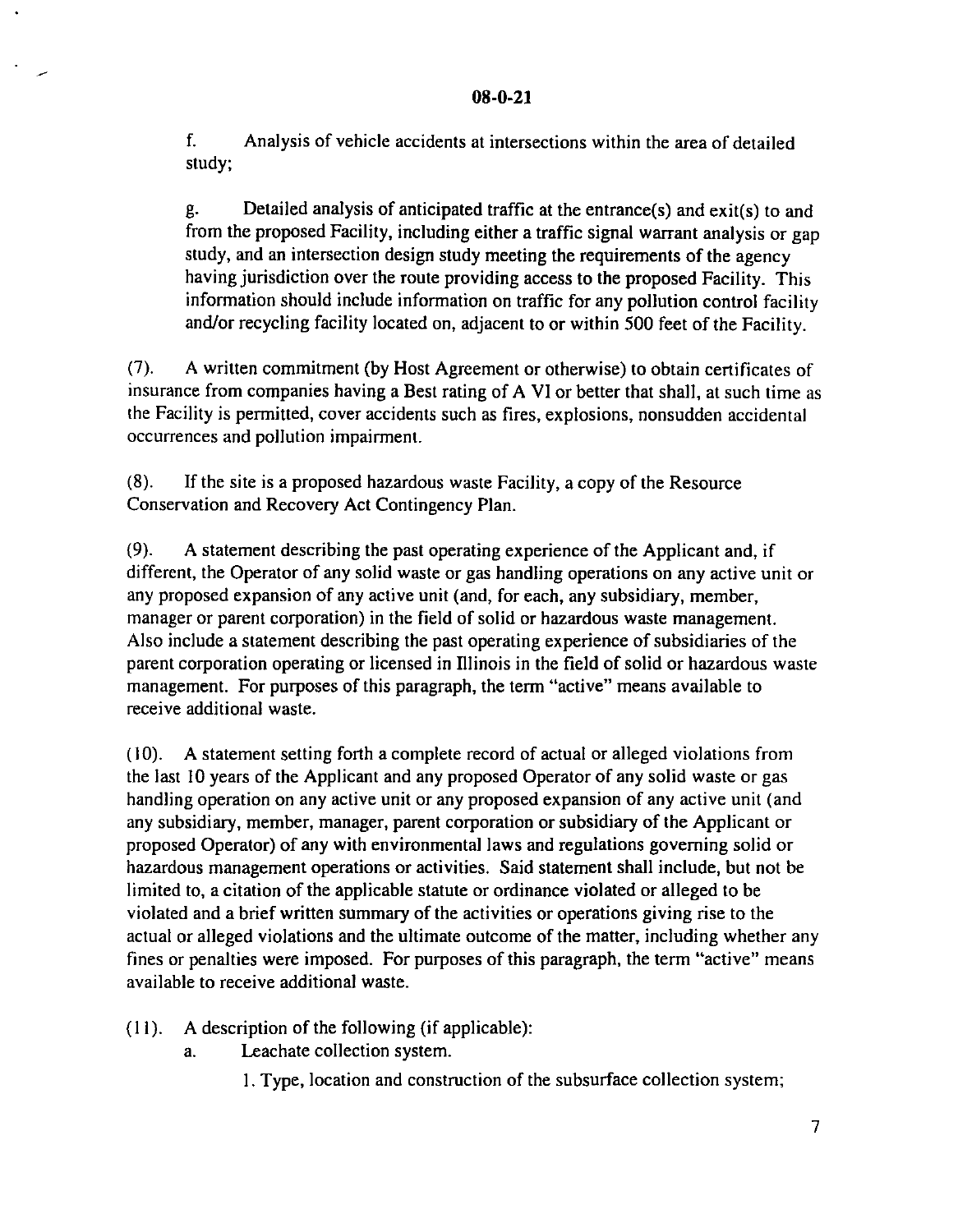f. Analysis of vehicle accidents at intersections within the area of detailed study;

g. Detailed analysis of anticipated traffic at the entrance(s) and exit(s) to and from the proposed Facility, including either a traffic signal warrant analysis or gap study, and an intersection design study meeting the requirements of the agency having jurisdiction over the route providing access to the proposed Facility. This information should include information on traffic for any pollution control facility and/or recycling facility located on, adjacent to or within 500 feet of the Facility.

(7). A written commitment (by Host Agreement or otherwise) to obtain certificates of insurance from companies having a Best rating of A VI or better that shall, at such time as the Facility is permitted, cover accidents such as fires, explosions, nonsudden accidental occurrences and pollution impairment.

(8). If the site is a proposed hazardous waste Facility, a copy of the Resource Conservation and Recovery Act Contingency Plan.

(9). A statement describing the past operating experience of the Applicant and, if different, the Operator of any solid waste or gas handling operations on any active unit or any proposed expansion of any active unit (and, for each, any subsidiary, member, manager or parent corporation) in the field of solid or hazardous waste management. Also include a statement describing the past operating experience of subsidiaries of the parent corporation operating or licensed in Illinois in the field of solid or hazardous waste management. For purposes of this paragraph, the term "active" means available to receive additional waste.

(10). A statement setting forth a complete record of actual or alleged violations from the last 10 years of the Applicant and any proposed Operator of any solid waste or gas handling operation on any active unit or any proposed expansion of any active unit (and any subsidiary, member, manager, parent corporation or subsidiary of the Applicant or proposed Operator) of any with environmental laws and regulations governing solid or hazardous management operations or activities. Said statement shall include, but not be limited to, a citation of the applicable statute or ordinance violated or alleged to be violated and a brief written summary of the activities or operations giving rise to the actual or alleged violations and the ultimate outcome of the matter, including whether any fines or penalties were imposed. For purposes of this paragraph, the term "active" means available to receive additional waste.

(11). A description of the following (if applicable):

a. Leachate collection system.

1. Type, location and construction of the subsurface collection system;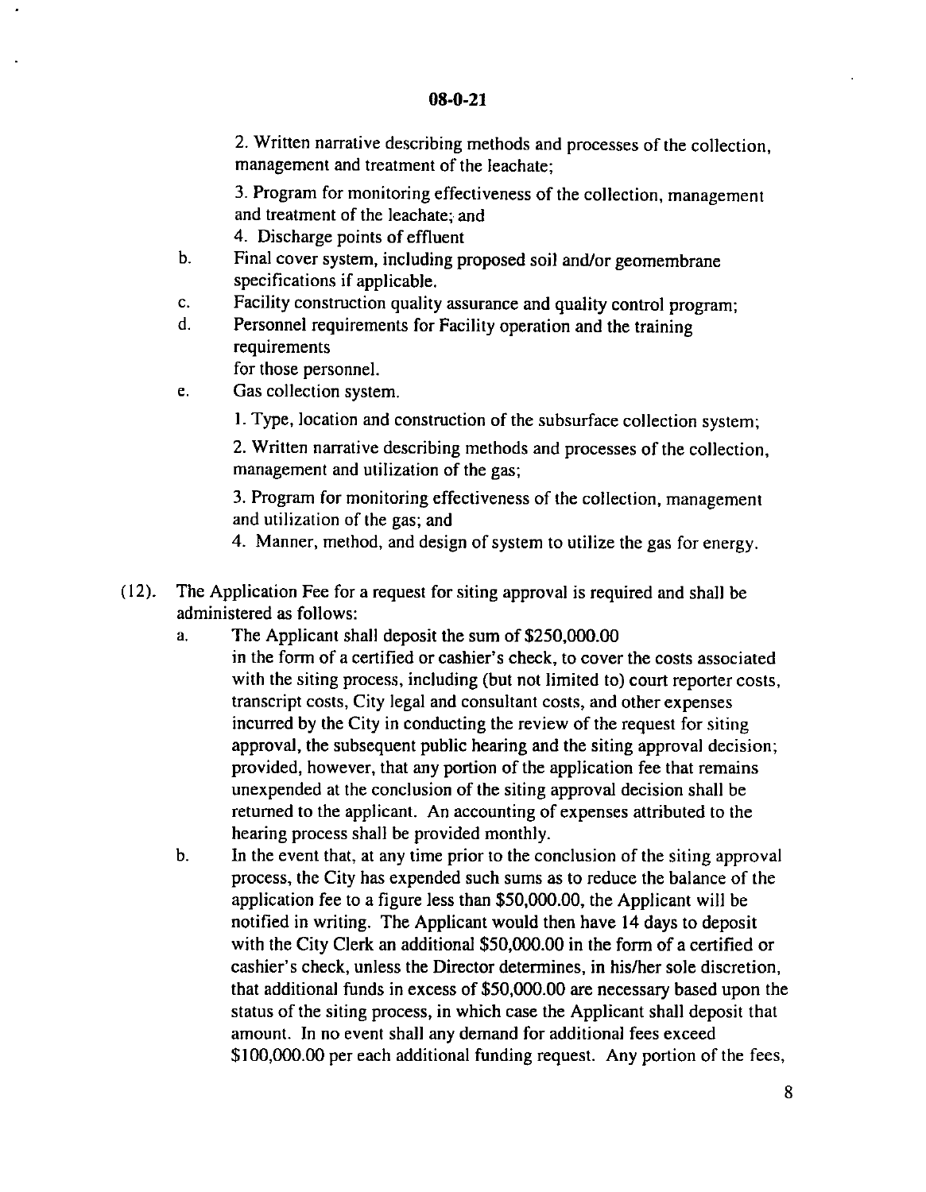2. Written narrative describing methods and processes of the collection, management and treatment of the leachate;

3. Program for monitoring effectiveness of the collection, management and treatment of the leachate; and

4. Discharge points of effluent

b. Final cover system, including proposed soil and/or geomembrane specifications if applicable.

c. Facility construction quality assurance and quality control program;

d. Personnel requirements for Facility operation and the training requirements for those personnel.

e. Gas collection system.

1. Type, location and construction of the subsurface collection system;

2. Written narrative describing methods and processes of the collection, management and utilization of the gas;

3. Program for monitoring effectiveness of the collection, management and utilization of the gas; and

4. Manner, method, and design of system to utilize the gas for energy.

(12). The Application Fee for a request for siting approval is required and shall be administered as follows:

a. The Applicant shall deposit the sum of $250,000.00 in the form of a certified or cashier's check, to cover the costs associated with the siting process, including (but not limited to) court reporter costs, transcript costs, City legal and consultant costs, and other expenses incurred by the City in conducting the review of the request for siting approval, the subsequent public hearing and the siting approval decision; provided, however, that any portion of the application fee that remains unexpended at the conclusion of the siting approval decision shall be returned to the applicant. An accounting of expenses attributed to the hearing process shall be provided monthly.

b. In the event that, at any time prior to the conclusion of the siting approval process, the City has expended such sums as to reduce the balance of the application fee to a figure less than $50,000.00, the Applicant will be notified in writing. The Applicant would then have 14 days to deposit with the City Clerk an additional $50,000.00 in the form of a certified or cashier's check, unless the Director determines, in his/her sole discretion, that additional funds in excess of $50,000.00 are necessary based upon the status of the siting process, in which case the Applicant shall deposit that amount. In no event shall any demand for additional fees exceed $100,000.00 per each additional funding request. Any portion of the fees,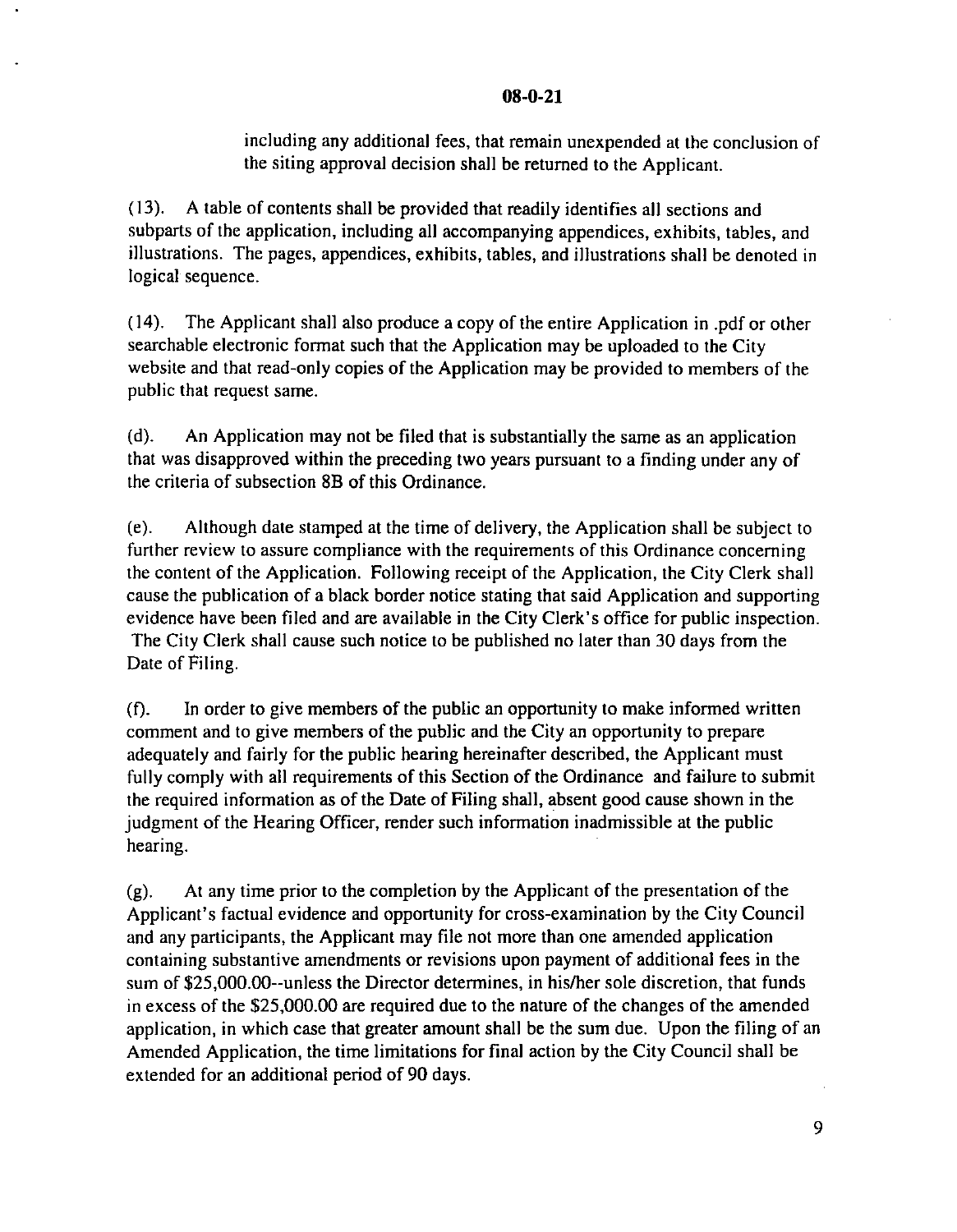including any additional fees, that remain unexpended at the conclusion of the siting approval decision shall be returned to the Applicant.

(13). A table of contents shall be provided that readily identifies all sections and subparts of the application, including all accompanying appendices, exhibits, tables, and illustrations. The pages, appendices, exhibits, tables, and illustrations shall be denoted in logical sequence.

(14). The Applicant shall also produce a copy of the entire Application in .pdf or other searchable electronic format such that the Application may be uploaded to the City website and that read-only copies of the Application may be provided to members of the public that request same.

(d). An Application may not be filed that is substantially the same as an application that was disapproved within the preceding two years pursuant to a finding under any of the criteria of subsection 8B of this Ordinance.

(e). Although date stamped at the time of delivery, the Application shall be subject to further review to assure compliance with the requirements of this Ordinance concerning the content of the Application. Following receipt of the Application, the City Clerk shall cause the publication of a black border notice stating that said Application and supporting evidence have been filed and are available in the City Clerk's office for public inspection. The City Clerk shall cause such notice to be published no later than 30 days from the Date of Filing.

(f). In order to give members of the public an opportunity to make informed written comment and to give members of the public and the City an opportunity to prepare adequately and fairly for the public hearing hereinafter described, the Applicant must fully comply with all requirements of this Section of the Ordinance and failure to submit the required information as of the Date of Filing shall, absent good cause shown in the judgment of the Hearing Officer, render such information inadmissible at the public hearing.

(g). At any time prior to the completion by the Applicant of the presentation of the Applicant's factual evidence and opportunity for cross-examination by the City Council and any participants, the Applicant may file not more than one amended application containing substantive amendments or revisions upon payment of additional fees in the sum of $25,000.00--unless the Director determines, in his/her sole discretion, that funds in excess of the $25,000.00 are required due to the nature of the changes of the amended application, in which case that greater amount shall be the sum due. Upon the filing of an Amended Application, the time limitations for final action by the City Council shall be extended for an additional period of 90 days.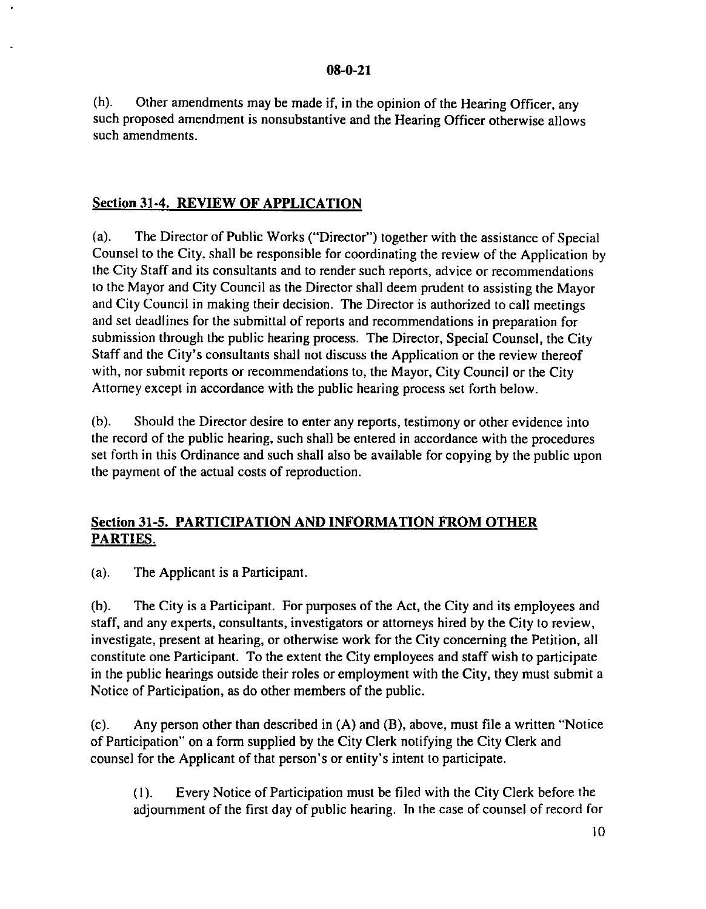(h). Other amendments may be made if, in the opinion of the Hearing Officer, any such proposed amendment is nonsubstantive and the Hearing Officer otherwise allows such amendments.

## Section 31-4. REVIEW OF APPLICATION

(a). The Director of Public Works ("Director") together with the assistance of Special Counsel to the City, shall be responsible for coordinating the review of the Application by the City Staff and its consultants and to render such reports, advice or recommendations to the Mayor and City Council as the Director shall deem prudent to assisting the Mayor and City Council in making their decision. The Director is authorized to call meetings and set deadlines for the submittal of reports and recommendations in preparation for submission through the public hearing process. The Director, Special Counsel, the City Staff and the City's consultants shall not discuss the Application or the review thereof with, nor submit reports or recommendations to, the Mayor, City Council or the City Attorney except in accordance with the public hearing process set forth below.

(b). Should the Director desire to enter any reports, testimony or other evidence into the record of the public hearing, such shall be entered in accordance with the procedures set forth in this Ordinance and such shall also be available for copying by the public upon the payment of the actual costs of reproduction.

## Section 31-5. PARTICIPATION AND INFORMATION FROM OTHER PARTIES.

(a). The Applicant is a Participant.

(b). The City is a Participant. For purposes of the Act, the City and its employees and staff, and any experts, consultants, investigators or attorneys hired by the City to review, investigate, present at hearing, or otherwise work for the City concerning the Petition, all constitute one Participant. To the extent the City employees and staff wish to participate in the public hearings outside their roles or employment with the City, they must submit a Notice of Participation, as do other members of the public.

(c). Any person other than described in (A) and (B), above, must file a written "Notice of Participation" on a form supplied by the City Clerk notifying the City Clerk and counsel for the Applicant of that person's or entity's intent to participate.

(1). Every Notice of Participation must be filed with the City Clerk before the adjournment of the first day of public hearing. In the case of counsel of record for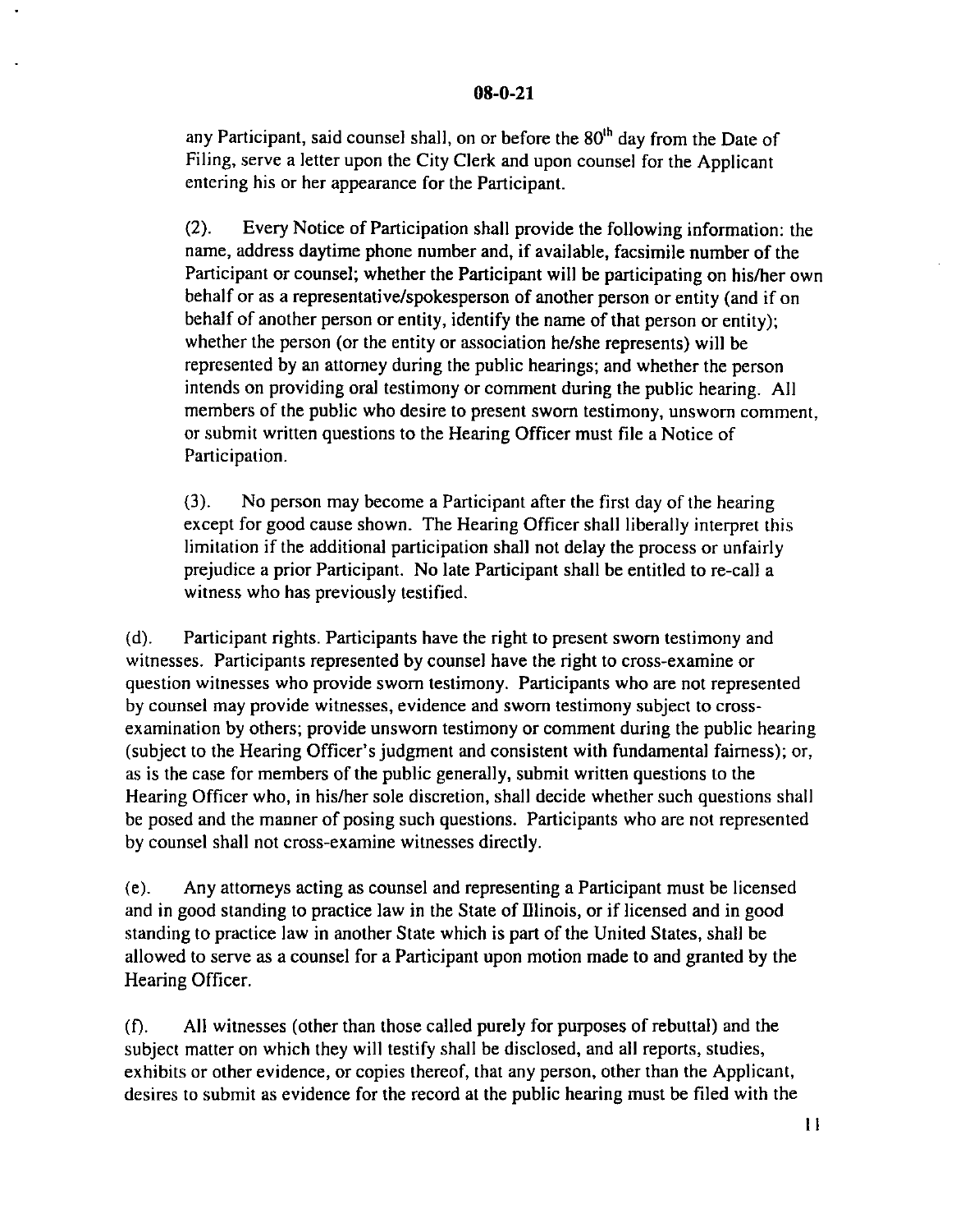any Participant, said counsel shall, on or before the 80th day from the Date of Filing, serve a letter upon the City Clerk and upon counsel for the Applicant entering his or her appearance for the Participant.

(2). Every Notice of Participation shall provide the following information: the name, address daytime phone number and, if available, facsimile number of the Participant or counsel; whether the Participant will be participating on his/her own behalf or as a representative/spokesperson of another person or entity (and if on behalf of another person or entity, identify the name of that person or entity); whether the person (or the entity or association he/she represents) will be represented by an attorney during the public hearings; and whether the person intends on providing oral testimony or comment during the public hearing. All members of the public who desire to present sworn testimony, unsworn comment, or submit written questions to the Hearing Officer must file a Notice of Participation.

(3). No person may become a Participant after the first day of the hearing except for good cause shown. The Hearing Officer shall liberally interpret this limitation if the additional participation shall not delay the process or unfairly prejudice a prior Participant. No late Participant shall be entitled to re-call a witness who has previously testified.

(d). Participant rights. Participants have the right to present sworn testimony and witnesses. Participants represented by counsel have the right to cross-examine or question witnesses who provide sworn testimony. Participants who are not represented by counsel may provide witnesses, evidence and sworn testimony subject to cross-examination by others; provide unsworn testimony or comment during the public hearing (subject to the Hearing Officer's judgment and consistent with fundamental fairness); or, as is the case for members of the public generally, submit written questions to the Hearing Officer who, in his/her sole discretion, shall decide whether such questions shall be posed and the manner of posing such questions. Participants who are not represented by counsel shall not cross-examine witnesses directly.

(e). Any attorneys acting as counsel and representing a Participant must be licensed and in good standing to practice law in the State of Illinois, or if licensed and in good standing to practice law in another State which is part of the United States, shall be allowed to serve as a counsel for a Participant upon motion made to and granted by the Hearing Officer.

(f). All witnesses (other than those called purely for purposes of rebuttal) and the subject matter on which they will testify shall be disclosed, and all reports, studies, exhibits or other evidence, or copies thereof, that any person, other than the Applicant, desires to submit as evidence for the record at the public hearing must be filed with the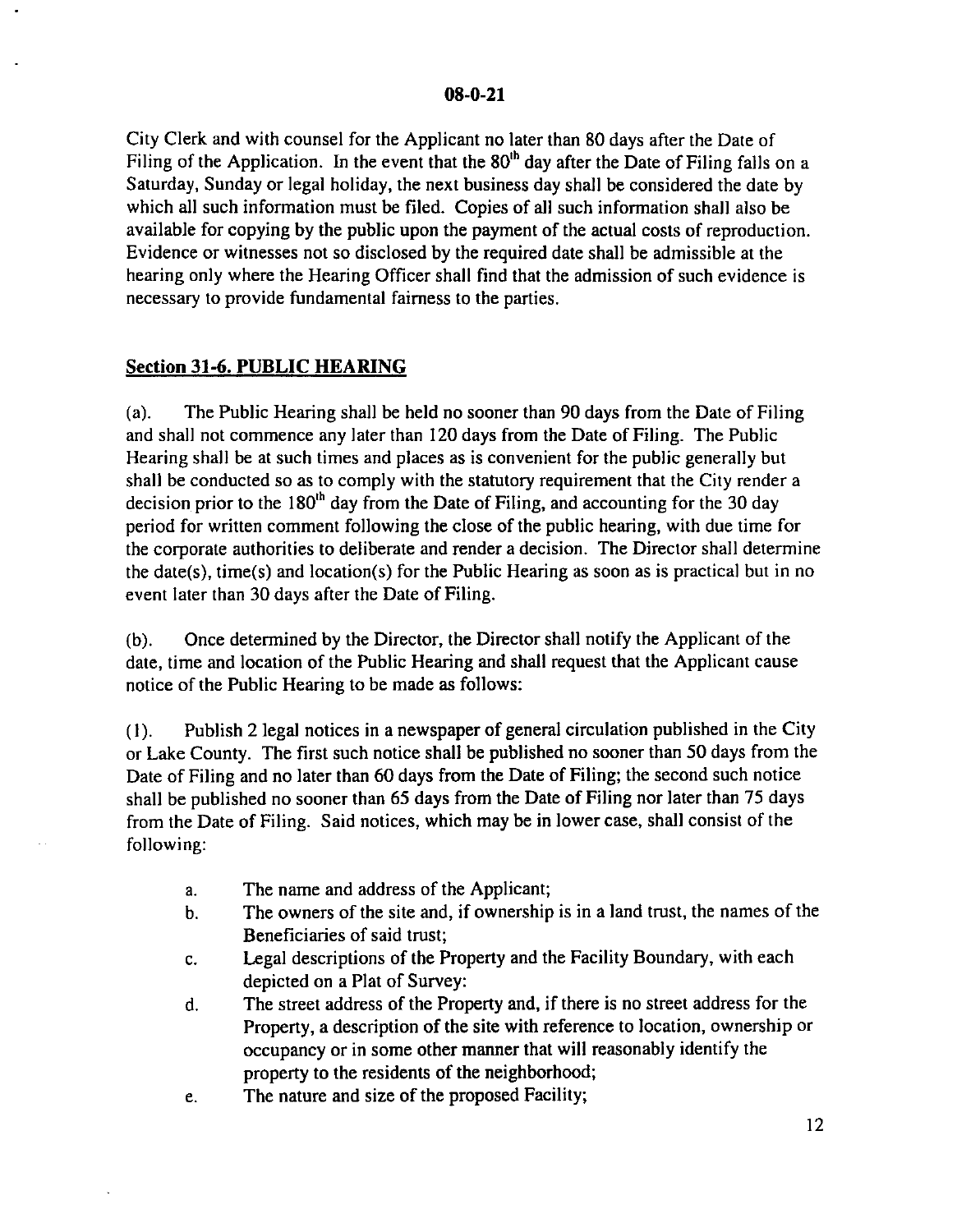City Clerk and with counsel for the Applicant no later than 80 days after the Date of Filing of the Application. In the event that the 80th day after the Date of Filing falls on a Saturday, Sunday or legal holiday, the next business day shall be considered the date by which all such information must be filed. Copies of all such information shall also be available for copying by the public upon the payment of the actual costs of reproduction. Evidence or witnesses not so disclosed by the required date shall be admissible at the hearing only where the Hearing Officer shall find that the admission of such evidence is necessary to provide fundamental fairness to the parties.

## Section 31-6. PUBLIC HEARING

(a). The Public Hearing shall be held no sooner than 90 days from the Date of Filing and shall not commence any later than 120 days from the Date of Filing. The Public Hearing shall be at such times and places as is convenient for the public generally but shall be conducted so as to comply with the statutory requirement that the City render a decision prior to the 180th day from the Date of Filing, and accounting for the 30 day period for written comment following the close of the public hearing, with due time for the corporate authorities to deliberate and render a decision. The Director shall determine the date(s), time(s) and location(s) for the Public Hearing as soon as is practical but in no event later than 30 days after the Date of Filing.

(b). Once determined by the Director, the Director shall notify the Applicant of the date, time and location of the Public Hearing and shall request that the Applicant cause notice of the Public Hearing to be made as follows:

(1). Publish 2 legal notices in a newspaper of general circulation published in the City or Lake County. The first such notice shall be published no sooner than 50 days from the Date of Filing and no later than 60 days from the Date of Filing; the second such notice shall be published no sooner than 65 days from the Date of Filing nor later than 75 days from the Date of Filing. Said notices, which may be in lower case, shall consist of the following:

a. The name and address of the Applicant;
b. The owners of the site and, if ownership is in a land trust, the names of the Beneficiaries of said trust;
c. Legal descriptions of the Property and the Facility Boundary, with each depicted on a Plat of Survey:
d. The street address of the Property and, if there is no street address for the Property, a description of the site with reference to location, ownership or occupancy or in some other manner that will reasonably identify the property to the residents of the neighborhood;
e. The nature and size of the proposed Facility;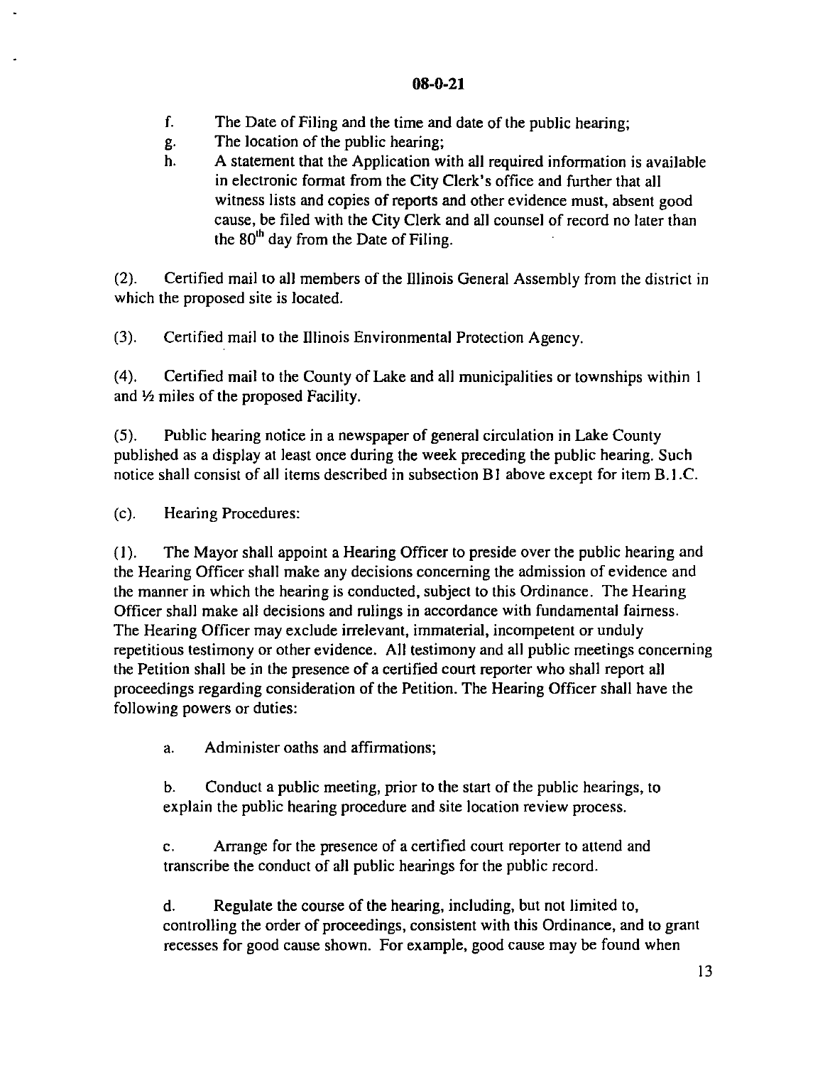f. The Date of Filing and the time and date of the public hearing;

g. The location of the public hearing;

h. A statement that the Application with all required information is available in electronic format from the City Clerk's office and further that all witness lists and copies of reports and other evidence must, absent good cause, be filed with the City Clerk and all counsel of record no later than the 80th day from the Date of Filing.

(2). Certified mail to all members of the Illinois General Assembly from the district in which the proposed site is located.

(3). Certified mail to the Illinois Environmental Protection Agency.

(4). Certified mail to the County of Lake and all municipalities or townships within 1 and ½ miles of the proposed Facility.

(5). Public hearing notice in a newspaper of general circulation in Lake County published as a display at least once during the week preceding the public hearing. Such notice shall consist of all items described in subsection B1 above except for item B.1.C.

(c). Hearing Procedures:

(1). The Mayor shall appoint a Hearing Officer to preside over the public hearing and the Hearing Officer shall make any decisions concerning the admission of evidence and the manner in which the hearing is conducted, subject to this Ordinance. The Hearing Officer shall make all decisions and rulings in accordance with fundamental fairness. The Hearing Officer may exclude irrelevant, immaterial, incompetent or unduly repetitious testimony or other evidence. All testimony and all public meetings concerning the Petition shall be in the presence of a certified court reporter who shall report all proceedings regarding consideration of the Petition. The Hearing Officer shall have the following powers or duties:

a. Administer oaths and affirmations;

b. Conduct a public meeting, prior to the start of the public hearings, to explain the public hearing procedure and site location review process.

c. Arrange for the presence of a certified court reporter to attend and transcribe the conduct of all public hearings for the public record.

d. Regulate the course of the hearing, including, but not limited to, controlling the order of proceedings, consistent with this Ordinance, and to grant recesses for good cause shown. For example, good cause may be found when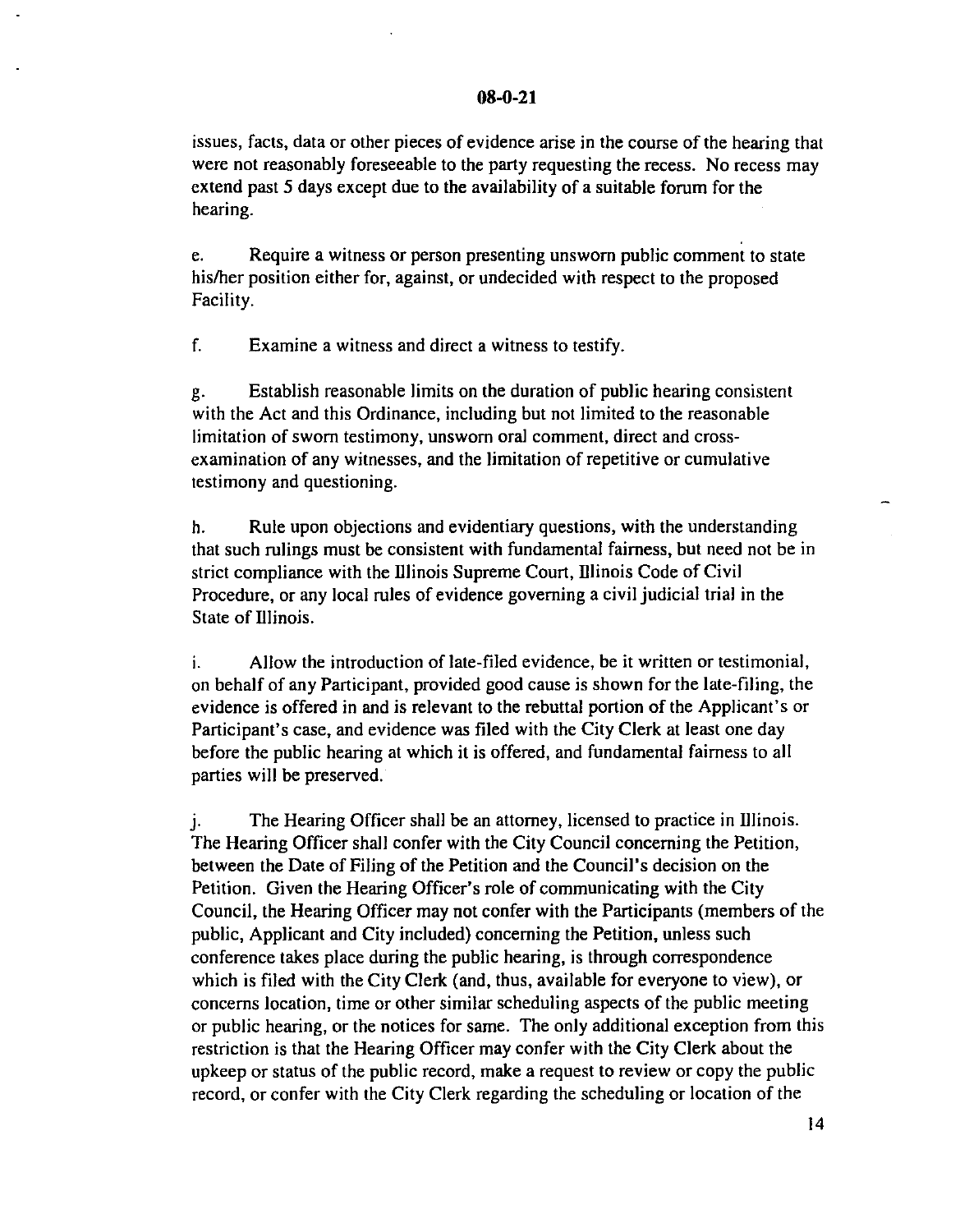issues, facts, data or other pieces of evidence arise in the course of the hearing that were not reasonably foreseeable to the party requesting the recess. No recess may extend past 5 days except due to the availability of a suitable forum for the hearing.

e. Require a witness or person presenting unsworn public comment to state his/her position either for, against, or undecided with respect to the proposed Facility.

f. Examine a witness and direct a witness to testify.

g. Establish reasonable limits on the duration of public hearing consistent with the Act and this Ordinance, including but not limited to the reasonable limitation of sworn testimony, unsworn oral comment, direct and cross-examination of any witnesses, and the limitation of repetitive or cumulative testimony and questioning.

h. Rule upon objections and evidentiary questions, with the understanding that such rulings must be consistent with fundamental fairness, but need not be in strict compliance with the Illinois Supreme Court, Illinois Code of Civil Procedure, or any local rules of evidence governing a civil judicial trial in the State of Illinois.

i. Allow the introduction of late-filed evidence, be it written or testimonial, on behalf of any Participant, provided good cause is shown for the late-filing, the evidence is offered in and is relevant to the rebuttal portion of the Applicant's or Participant's case, and evidence was filed with the City Clerk at least one day before the public hearing at which it is offered, and fundamental fairness to all parties will be preserved.

j. The Hearing Officer shall be an attorney, licensed to practice in Illinois. The Hearing Officer shall confer with the City Council concerning the Petition, between the Date of Filing of the Petition and the Council's decision on the Petition. Given the Hearing Officer's role of communicating with the City Council, the Hearing Officer may not confer with the Participants (members of the public, Applicant and City included) concerning the Petition, unless such conference takes place during the public hearing, is through correspondence which is filed with the City Clerk (and, thus, available for everyone to view), or concerns location, time or other similar scheduling aspects of the public meeting or public hearing, or the notices for same. The only additional exception from this restriction is that the Hearing Officer may confer with the City Clerk about the upkeep or status of the public record, make a request to review or copy the public record, or confer with the City Clerk regarding the scheduling or location of the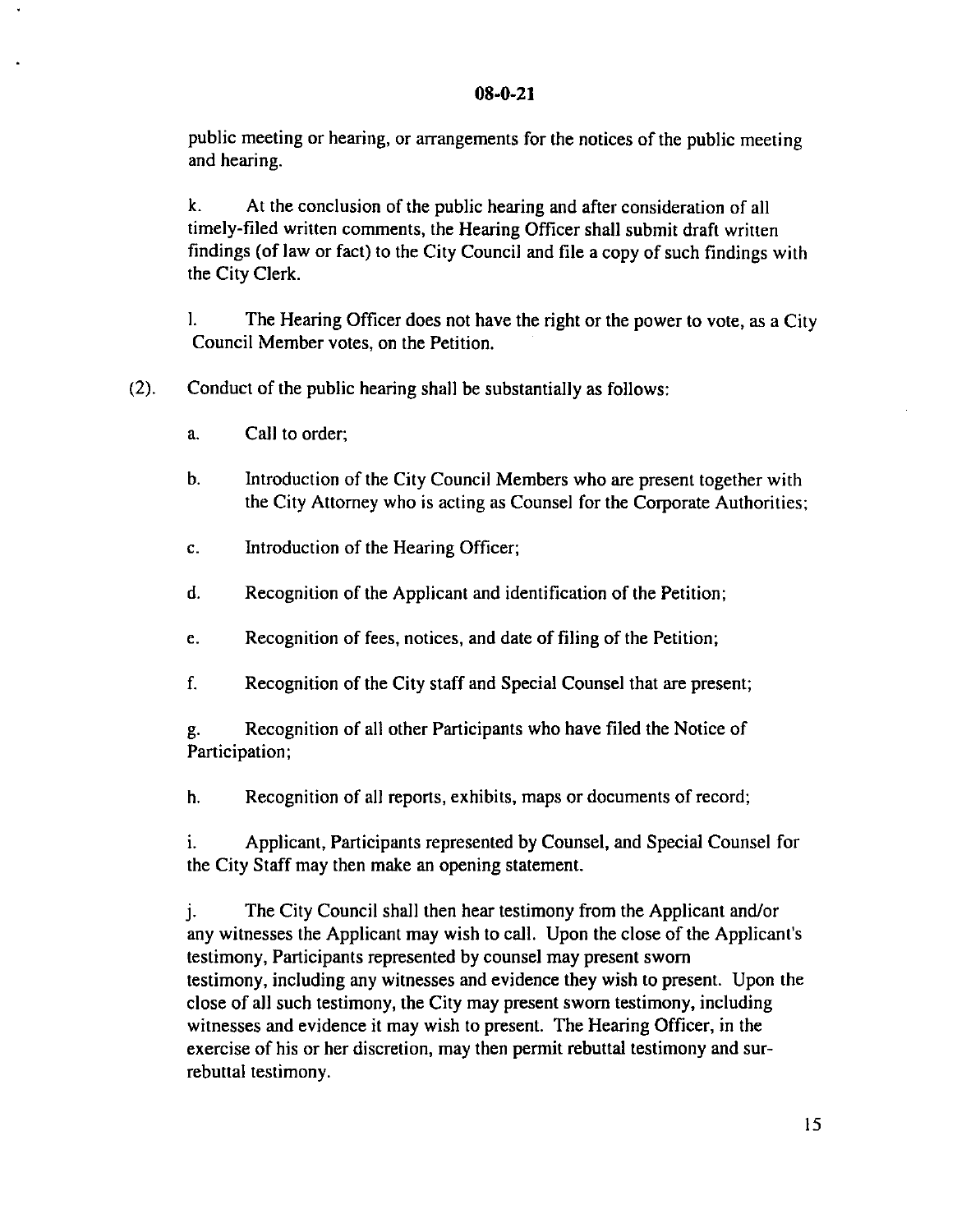public meeting or hearing, or arrangements for the notices of the public meeting and hearing.

k. At the conclusion of the public hearing and after consideration of all timely-filed written comments, the Hearing Officer shall submit draft written findings (of law or fact) to the City Council and file a copy of such findings with the City Clerk.

l. The Hearing Officer does not have the right or the power to vote, as a City Council Member votes, on the Petition.

(2). Conduct of the public hearing shall be substantially as follows:

a. Call to order;

b. Introduction of the City Council Members who are present together with the City Attorney who is acting as Counsel for the Corporate Authorities;

c. Introduction of the Hearing Officer;

d. Recognition of the Applicant and identification of the Petition;

e. Recognition of fees, notices, and date of filing of the Petition;

f. Recognition of the City staff and Special Counsel that are present;

g. Recognition of all other Participants who have filed the Notice of Participation;

h. Recognition of all reports, exhibits, maps or documents of record;

i. Applicant, Participants represented by Counsel, and Special Counsel for the City Staff may then make an opening statement.

j. The City Council shall then hear testimony from the Applicant and/or any witnesses the Applicant may wish to call. Upon the close of the Applicant's testimony, Participants represented by counsel may present sworn testimony, including any witnesses and evidence they wish to present. Upon the close of all such testimony, the City may present sworn testimony, including witnesses and evidence it may wish to present. The Hearing Officer, in the exercise of his or her discretion, may then permit rebuttal testimony and sur-rebuttal testimony.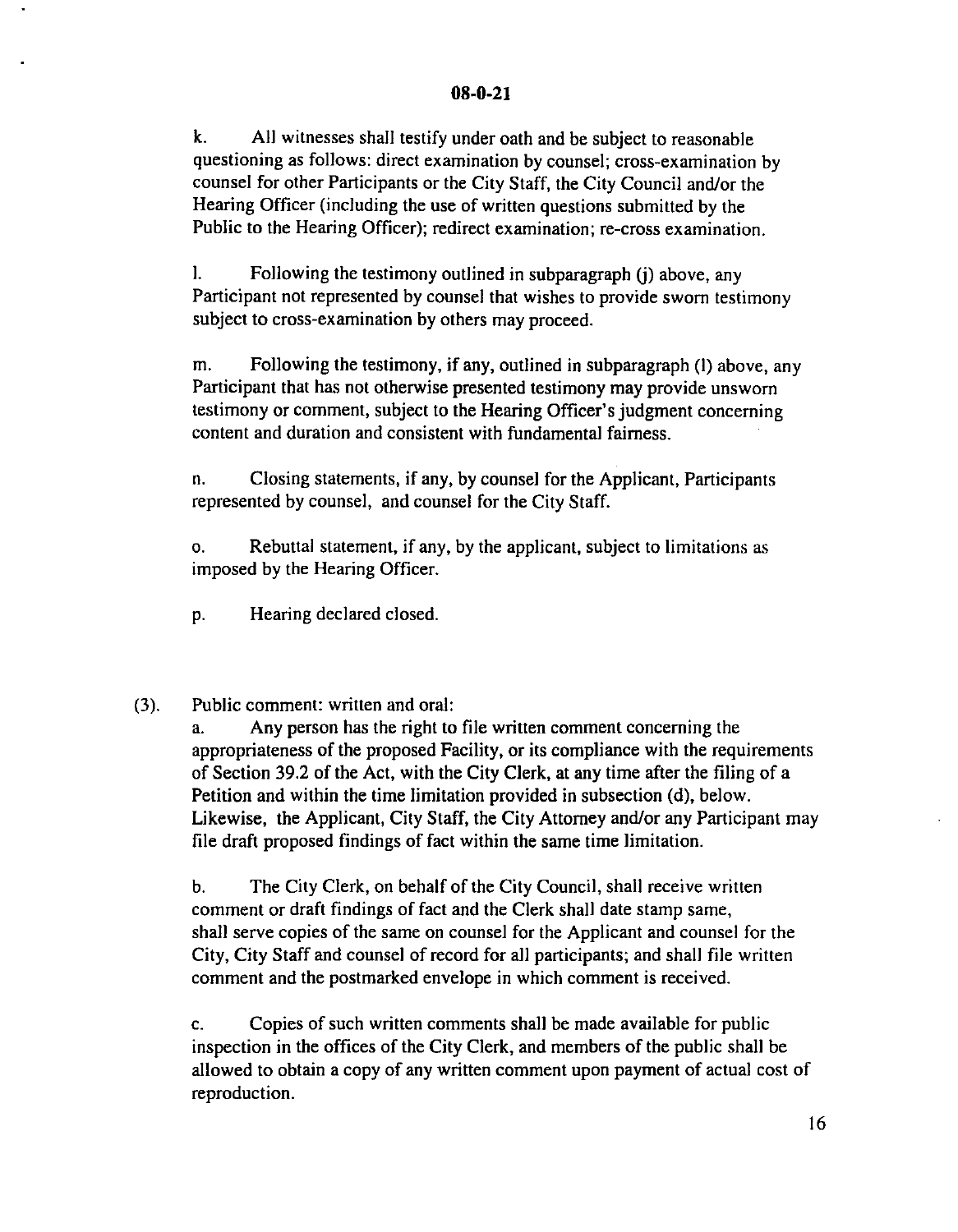k. All witnesses shall testify under oath and be subject to reasonable questioning as follows: direct examination by counsel; cross-examination by counsel for other Participants or the City Staff, the City Council and/or the Hearing Officer (including the use of written questions submitted by the Public to the Hearing Officer); redirect examination; re-cross examination.

l. Following the testimony outlined in subparagraph (j) above, any Participant not represented by counsel that wishes to provide sworn testimony subject to cross-examination by others may proceed.

m. Following the testimony, if any, outlined in subparagraph (l) above, any Participant that has not otherwise presented testimony may provide unsworn testimony or comment, subject to the Hearing Officer's judgment concerning content and duration and consistent with fundamental fairness.

n. Closing statements, if any, by counsel for the Applicant, Participants represented by counsel, and counsel for the City Staff.

o. Rebuttal statement, if any, by the applicant, subject to limitations as imposed by the Hearing Officer.

p. Hearing declared closed.

(3). Public comment: written and oral:

a. Any person has the right to file written comment concerning the appropriateness of the proposed Facility, or its compliance with the requirements of Section 39.2 of the Act, with the City Clerk, at any time after the filing of a Petition and within the time limitation provided in subsection (d), below. Likewise, the Applicant, City Staff, the City Attorney and/or any Participant may file draft proposed findings of fact within the same time limitation.

b. The City Clerk, on behalf of the City Council, shall receive written comment or draft findings of fact and the Clerk shall date stamp same, shall serve copies of the same on counsel for the Applicant and counsel for the City, City Staff and counsel of record for all participants; and shall file written comment and the postmarked envelope in which comment is received.

c. Copies of such written comments shall be made available for public inspection in the offices of the City Clerk, and members of the public shall be allowed to obtain a copy of any written comment upon payment of actual cost of reproduction.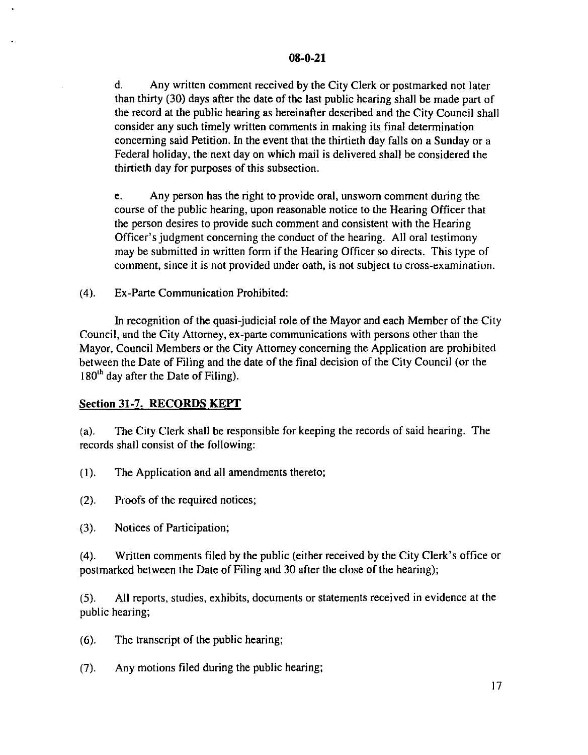d. Any written comment received by the City Clerk or postmarked not later than thirty (30) days after the date of the last public hearing shall be made part of the record at the public hearing as hereinafter described and the City Council shall consider any such timely written comments in making its final determination concerning said Petition. In the event that the thirtieth day falls on a Sunday or a Federal holiday, the next day on which mail is delivered shall be considered the thirtieth day for purposes of this subsection.

e. Any person has the right to provide oral, unsworn comment during the course of the public hearing, upon reasonable notice to the Hearing Officer that the person desires to provide such comment and consistent with the Hearing Officer's judgment concerning the conduct of the hearing. All oral testimony may be submitted in written form if the Hearing Officer so directs. This type of comment, since it is not provided under oath, is not subject to cross-examination.

(4). Ex-Parte Communication Prohibited:

In recognition of the quasi-judicial role of the Mayor and each Member of the City Council, and the City Attorney, ex-parte communications with persons other than the Mayor, Council Members or the City Attorney concerning the Application are prohibited between the Date of Filing and the date of the final decision of the City Council (or the 180th day after the Date of Filing).

## Section 31-7. RECORDS KEPT

(a). The City Clerk shall be responsible for keeping the records of said hearing. The records shall consist of the following:

(1). The Application and all amendments thereto;

(2). Proofs of the required notices;

(3). Notices of Participation;

(4). Written comments filed by the public (either received by the City Clerk's office or postmarked between the Date of Filing and 30 after the close of the hearing);

(5). All reports, studies, exhibits, documents or statements received in evidence at the public hearing;

(6). The transcript of the public hearing;

(7). Any motions filed during the public hearing;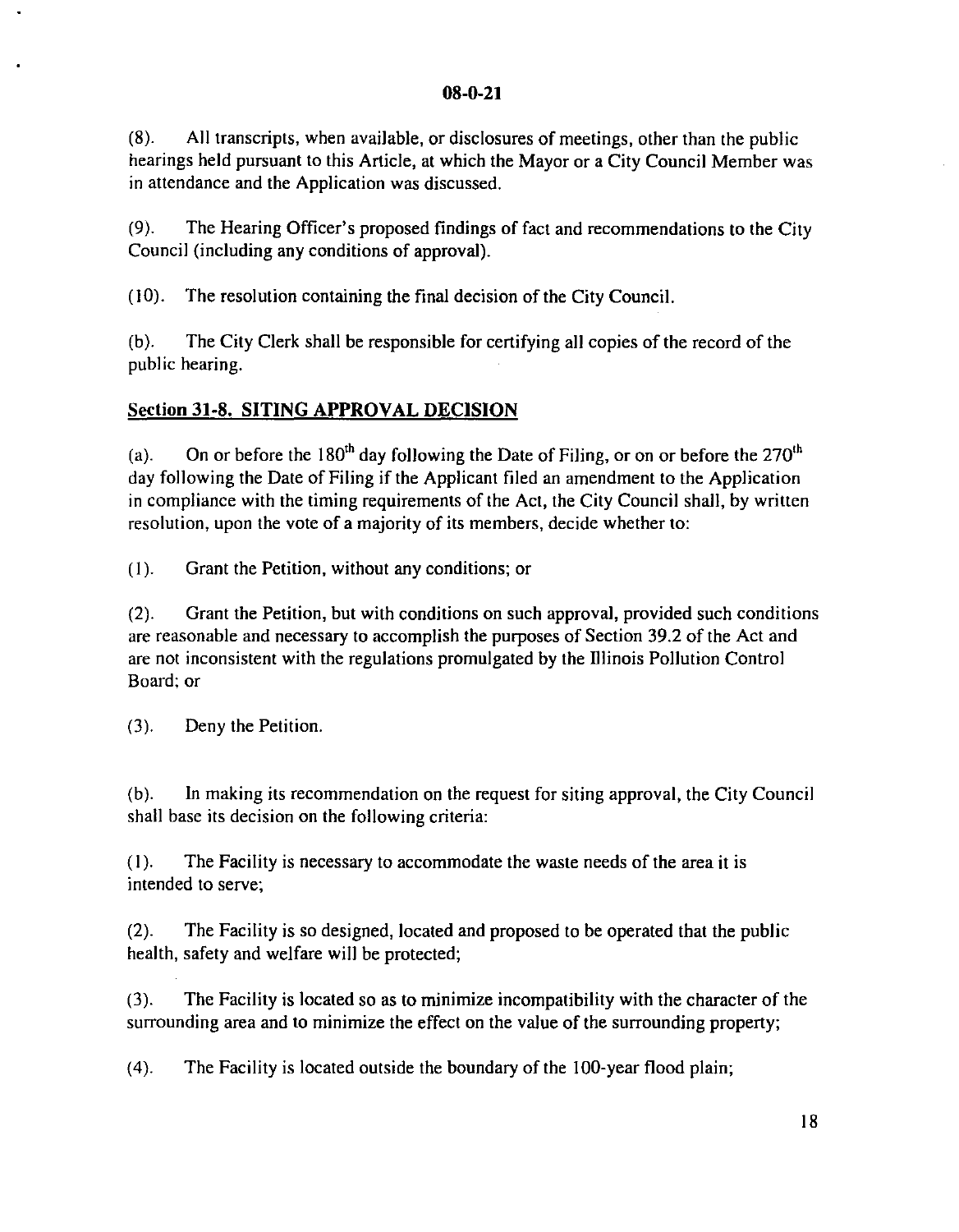(8). All transcripts, when available, or disclosures of meetings, other than the public hearings held pursuant to this Article, at which the Mayor or a City Council Member was in attendance and the Application was discussed.

(9). The Hearing Officer's proposed findings of fact and recommendations to the City Council (including any conditions of approval).

(10). The resolution containing the final decision of the City Council.

(b). The City Clerk shall be responsible for certifying all copies of the record of the public hearing.

## Section 31-8. SITING APPROVAL DECISION

(a). On or before the 180th day following the Date of Filing, or on or before the 270th day following the Date of Filing if the Applicant filed an amendment to the Application in compliance with the timing requirements of the Act, the City Council shall, by written resolution, upon the vote of a majority of its members, decide whether to:

(1). Grant the Petition, without any conditions; or

(2). Grant the Petition, but with conditions on such approval, provided such conditions are reasonable and necessary to accomplish the purposes of Section 39.2 of the Act and are not inconsistent with the regulations promulgated by the Illinois Pollution Control Board; or

(3). Deny the Petition.

(b). In making its recommendation on the request for siting approval, the City Council shall base its decision on the following criteria:

(1). The Facility is necessary to accommodate the waste needs of the area it is intended to serve;

(2). The Facility is so designed, located and proposed to be operated that the public health, safety and welfare will be protected;

(3). The Facility is located so as to minimize incompatibility with the character of the surrounding area and to minimize the effect on the value of the surrounding property;

(4). The Facility is located outside the boundary of the 100-year flood plain;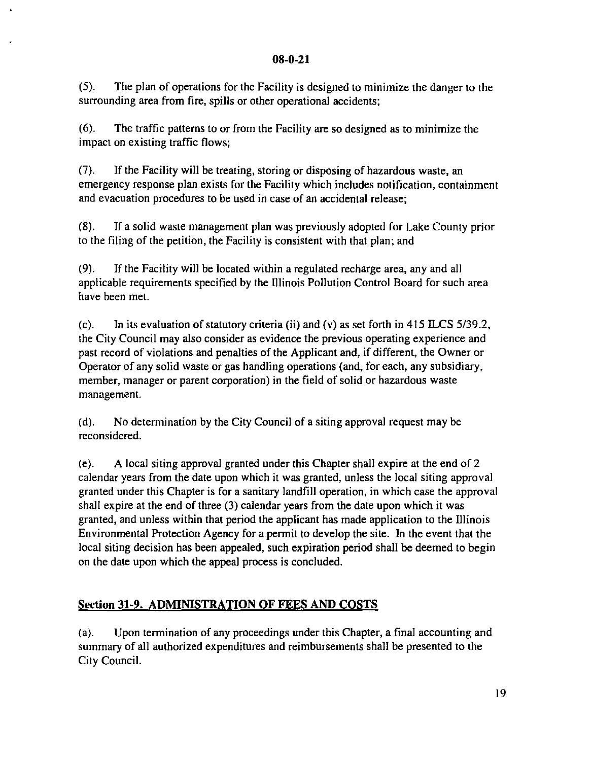(5). The plan of operations for the Facility is designed to minimize the danger to the surrounding area from fire, spills or other operational accidents;

(6). The traffic patterns to or from the Facility are so designed as to minimize the impact on existing traffic flows;

(7). If the Facility will be treating, storing or disposing of hazardous waste, an emergency response plan exists for the Facility which includes notification, containment and evacuation procedures to be used in case of an accidental release;

(8). If a solid waste management plan was previously adopted for Lake County prior to the filing of the petition, the Facility is consistent with that plan; and

(9). If the Facility will be located within a regulated recharge area, any and all applicable requirements specified by the Illinois Pollution Control Board for such area have been met.

(c). In its evaluation of statutory criteria (ii) and (v) as set forth in 415 ILCS 5/39.2, the City Council may also consider as evidence the previous operating experience and past record of violations and penalties of the Applicant and, if different, the Owner or Operator of any solid waste or gas handling operations (and, for each, any subsidiary, member, manager or parent corporation) in the field of solid or hazardous waste management.

(d). No determination by the City Council of a siting approval request may be reconsidered.

(e). A local siting approval granted under this Chapter shall expire at the end of 2 calendar years from the date upon which it was granted, unless the local siting approval granted under this Chapter is for a sanitary landfill operation, in which case the approval shall expire at the end of three (3) calendar years from the date upon which it was granted, and unless within that period the applicant has made application to the Illinois Environmental Protection Agency for a permit to develop the site. In the event that the local siting decision has been appealed, such expiration period shall be deemed to begin on the date upon which the appeal process is concluded.

## Section 31-9. ADMINISTRATION OF FEES AND COSTS

(a). Upon termination of any proceedings under this Chapter, a final accounting and summary of all authorized expenditures and reimbursements shall be presented to the City Council.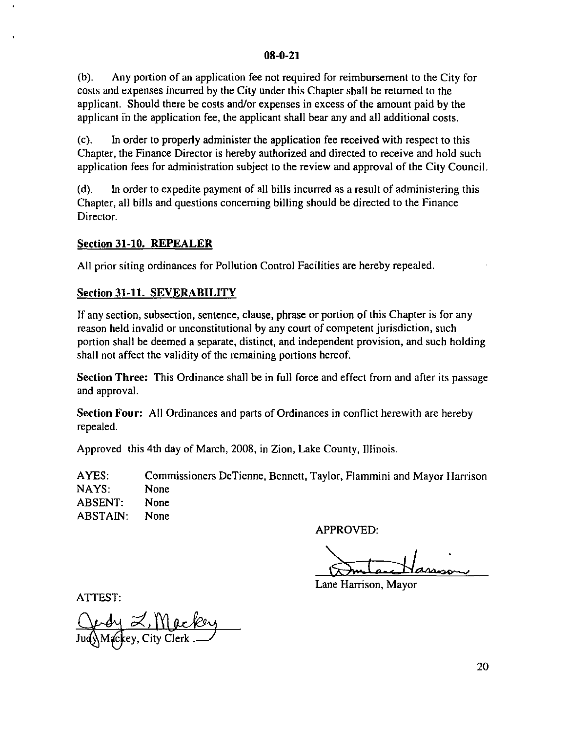08-0-21

(b). Any portion of an application fee not required for reimbursement to the City for costs and expenses incurred by the City under this Chapter shall be returned to the applicant. Should there be costs and/or expenses in excess of the amount paid by the applicant in the application fee, the applicant shall bear any and all additional costs.

(c). In order to properly administer the application fee received with respect to this Chapter, the Finance Director is hereby authorized and directed to receive and hold such application fees for administration subject to the review and approval of the City Council.

(d). In order to expedite payment of all bills incurred as a result of administering this Chapter, all bills and questions concerning billing should be directed to the Finance Director.

## Section 31-10. REPEALER

All prior siting ordinances for Pollution Control Facilities are hereby repealed.

## Section 31-11. SEVERABILITY

If any section, subsection, sentence, clause, phrase or portion of this Chapter is for any reason held invalid or unconstitutional by any court of competent jurisdiction, such portion shall be deemed a separate, distinct, and independent provision, and such holding shall not affect the validity of the remaining portions hereof.

**Section Three:** This Ordinance shall be in full force and effect from and after its passage and approval.

**Section Four:** All Ordinances and parts of Ordinances in conflict herewith are hereby repealed.

Approved this 4th day of March, 2008, in Zion, Lake County, Illinois.

AYES: Commissioners DeTienne, Bennett, Taylor, Flammini and Mayor Harrison
NAYS: None
ABSENT: None
ABSTAIN: None

APPROVED:

Lane Harrison, Mayor

ATTEST:

Judy Mackey, City Clerk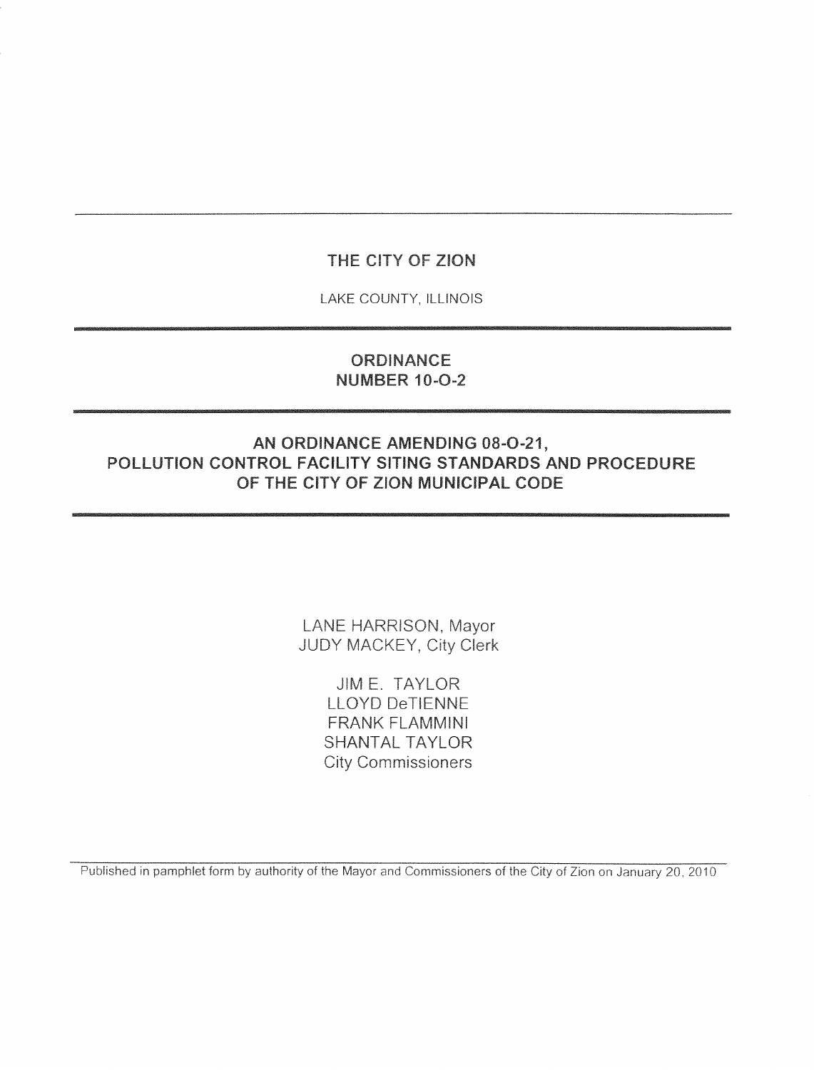# THE CITY OF ZION

LAKE COUNTY, ILLINOIS

## ORDINANCE
## NUMBER 10-O-2

## AN ORDINANCE AMENDING 08-O-21, POLLUTION CONTROL FACILITY SITING STANDARDS AND PROCEDURE OF THE CITY OF ZION MUNICIPAL CODE

LANE HARRISON, Mayor
JUDY MACKEY, City Clerk

JIM E. TAYLOR
LLOYD DeTIENNE
FRANK FLAMMINI
SHANTAL TAYLOR
City Commissioners

Published in pamphlet form by authority of the Mayor and Commissioners of the City of Zion on January 20, 2010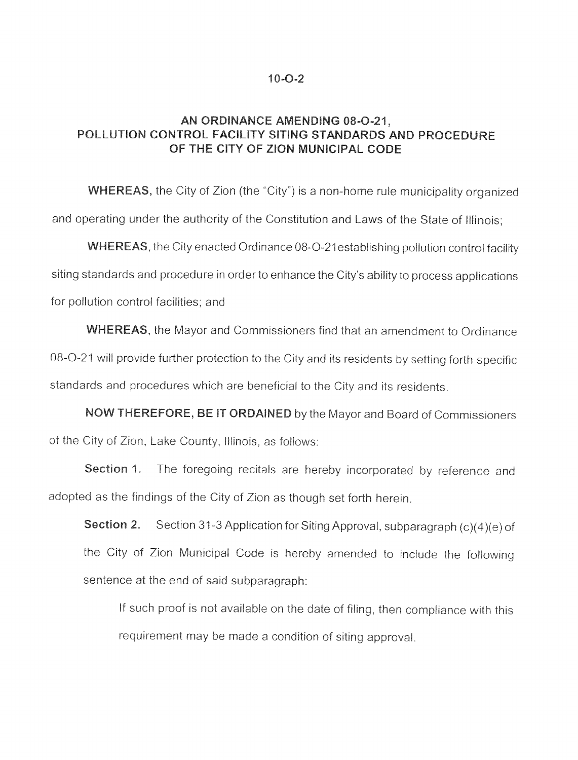10-O-2

# AN ORDINANCE AMENDING 08-O-21, POLLUTION CONTROL FACILITY SITING STANDARDS AND PROCEDURE OF THE CITY OF ZION MUNICIPAL CODE

**WHEREAS,** the City of Zion (the "City") is a non-home rule municipality organized and operating under the authority of the Constitution and Laws of the State of Illinois;

**WHEREAS**, the City enacted Ordinance 08-O-21establishing pollution control facility siting standards and procedure in order to enhance the City's ability to process applications for pollution control facilities; and

**WHEREAS**, the Mayor and Commissioners find that an amendment to Ordinance 08-O-21 will provide further protection to the City and its residents by setting forth specific standards and procedures which are beneficial to the City and its residents.

**NOW THEREFORE, BE IT ORDAINED** by the Mayor and Board of Commissioners of the City of Zion, Lake County, Illinois, as follows:

**Section 1.** The foregoing recitals are hereby incorporated by reference and adopted as the findings of the City of Zion as though set forth herein.

**Section 2.** Section 31-3 Application for Siting Approval, subparagraph (c)(4)(e) of the City of Zion Municipal Code is hereby amended to include the following sentence at the end of said subparagraph:

> If such proof is not available on the date of filing, then compliance with this requirement may be made a condition of siting approval.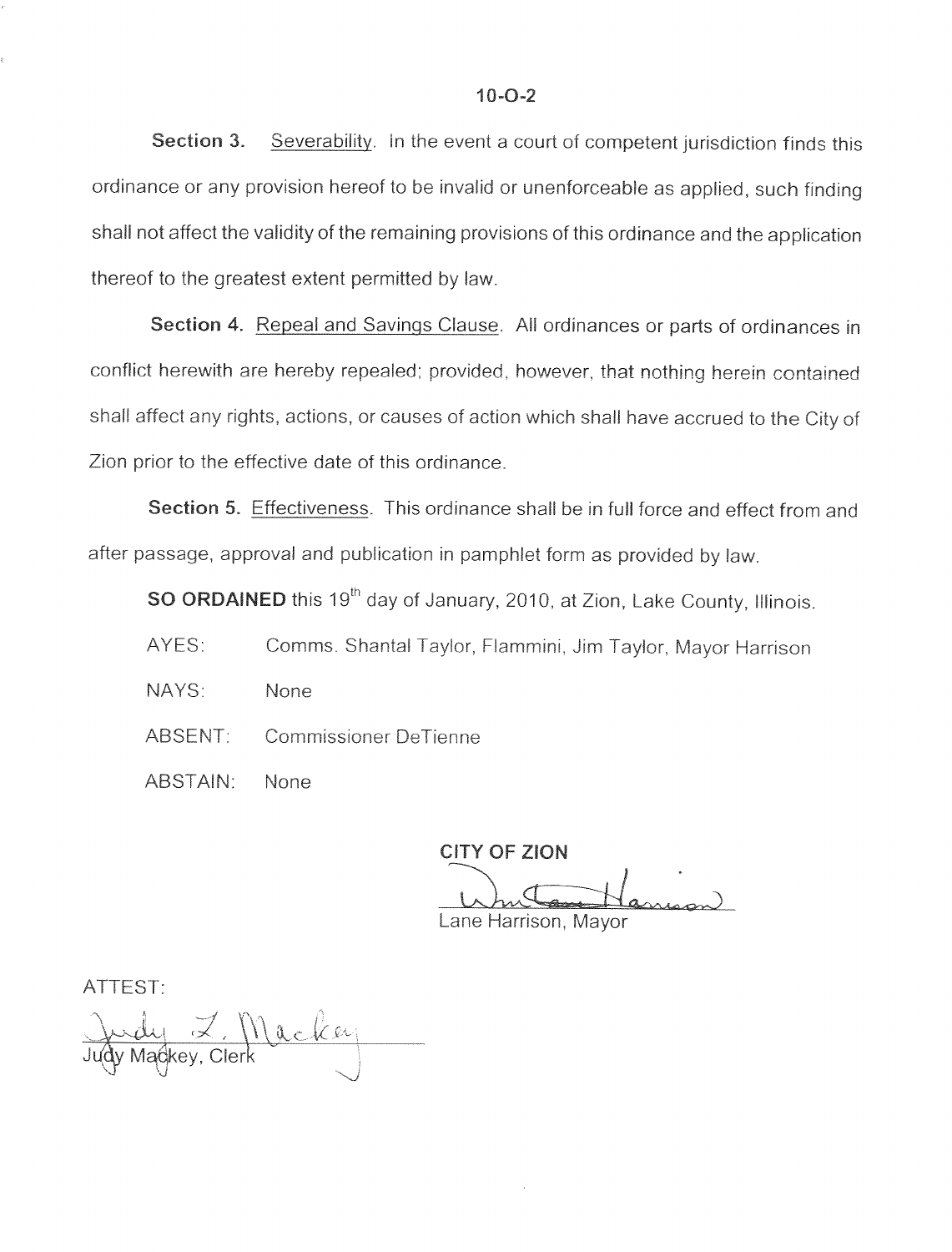10-O-2

**Section 3.** Severability. In the event a court of competent jurisdiction finds this ordinance or any provision hereof to be invalid or unenforceable as applied, such finding shall not affect the validity of the remaining provisions of this ordinance and the application thereof to the greatest extent permitted by law.

**Section 4.** Repeal and Savings Clause. All ordinances or parts of ordinances in conflict herewith are hereby repealed; provided, however, that nothing herein contained shall affect any rights, actions, or causes of action which shall have accrued to the City of Zion prior to the effective date of this ordinance.

**Section 5.** Effectiveness. This ordinance shall be in full force and effect from and after passage, approval and publication in pamphlet form as provided by law.

**SO ORDAINED** this 19th day of January, 2010, at Zion, Lake County, Illinois.

AYES: Comms. Shantal Taylor, Flammini, Jim Taylor, Mayor Harrison

NAYS: None

ABSENT: Commissioner DeTienne

ABSTAIN: None

**CITY OF ZION**

Lane Harrison, Mayor

ATTEST:

Judy Mackey, Clerk